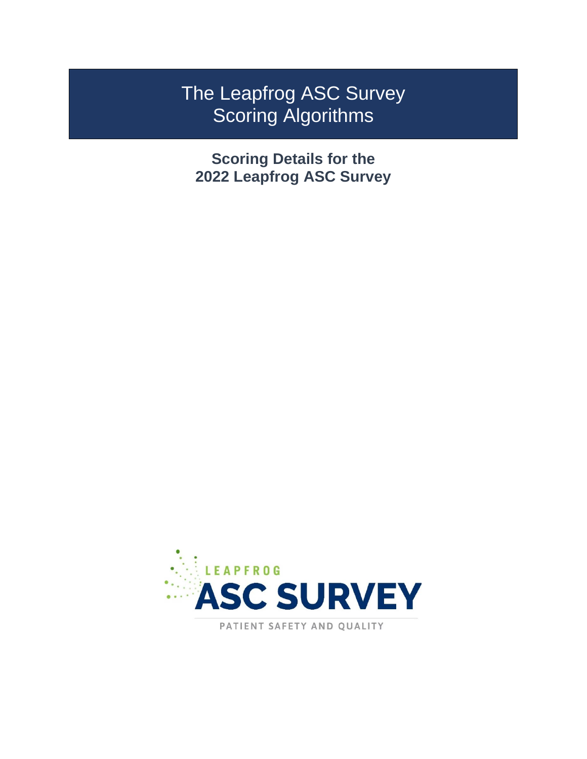# The Leapfrog ASC Survey Scoring Algorithms

**Scoring Details for the 2022 Leapfrog ASC Survey**

LEAPFROG

ASC SURVEY

PATIENT SAFETY AND QUALITY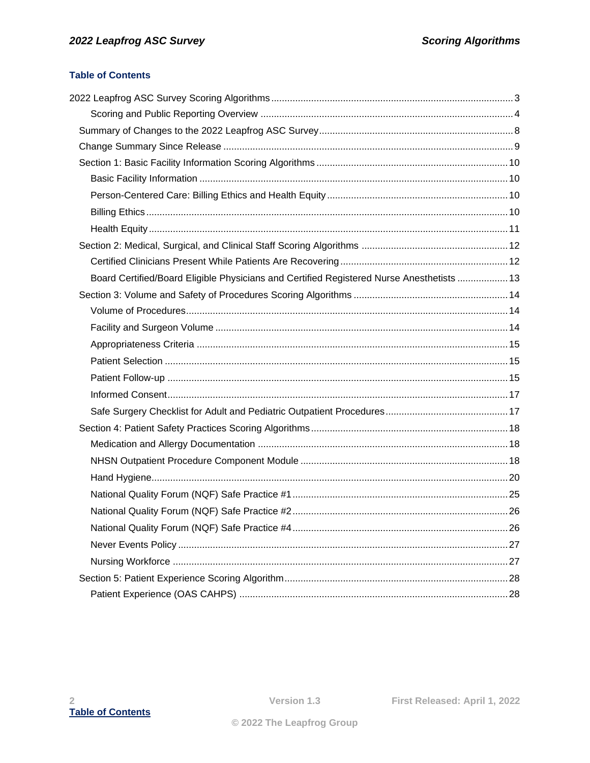## Table of Contents

- 2022 Leapfrog ASC Survey Scoring Algorithms ........ 3
  - Scoring and Public Reporting Overview ........ 4
- Summary of Changes to the 2022 Leapfrog ASC Survey ........ 8
- Change Summary Since Release ........ 9
- Section 1: Basic Facility Information Scoring Algorithms ........ 10
  - Basic Facility Information ........ 10
  - Person-Centered Care: Billing Ethics and Health Equity ........ 10
  - Billing Ethics ........ 10
  - Health Equity ........ 11
- Section 2: Medical, Surgical, and Clinical Staff Scoring Algorithms ........ 12
  - Certified Clinicians Present While Patients Are Recovering ........ 12
  - Board Certified/Board Eligible Physicians and Certified Registered Nurse Anesthetists ........ 13
- Section 3: Volume and Safety of Procedures Scoring Algorithms ........ 14
  - Volume of Procedures ........ 14
  - Facility and Surgeon Volume ........ 14
  - Appropriateness Criteria ........ 15
  - Patient Selection ........ 15
  - Patient Follow-up ........ 15
  - Informed Consent ........ 17
  - Safe Surgery Checklist for Adult and Pediatric Outpatient Procedures ........ 17
- Section 4: Patient Safety Practices Scoring Algorithms ........ 18
  - Medication and Allergy Documentation ........ 18
  - NHSN Outpatient Procedure Component Module ........ 18
  - Hand Hygiene ........ 20
  - National Quality Forum (NQF) Safe Practice #1 ........ 25
  - National Quality Forum (NQF) Safe Practice #2 ........ 26
  - National Quality Forum (NQF) Safe Practice #4 ........ 26
  - Never Events Policy ........ 27
  - Nursing Workforce ........ 27
- Section 5: Patient Experience Scoring Algorithm ........ 28
  - Patient Experience (OAS CAHPS) ........ 28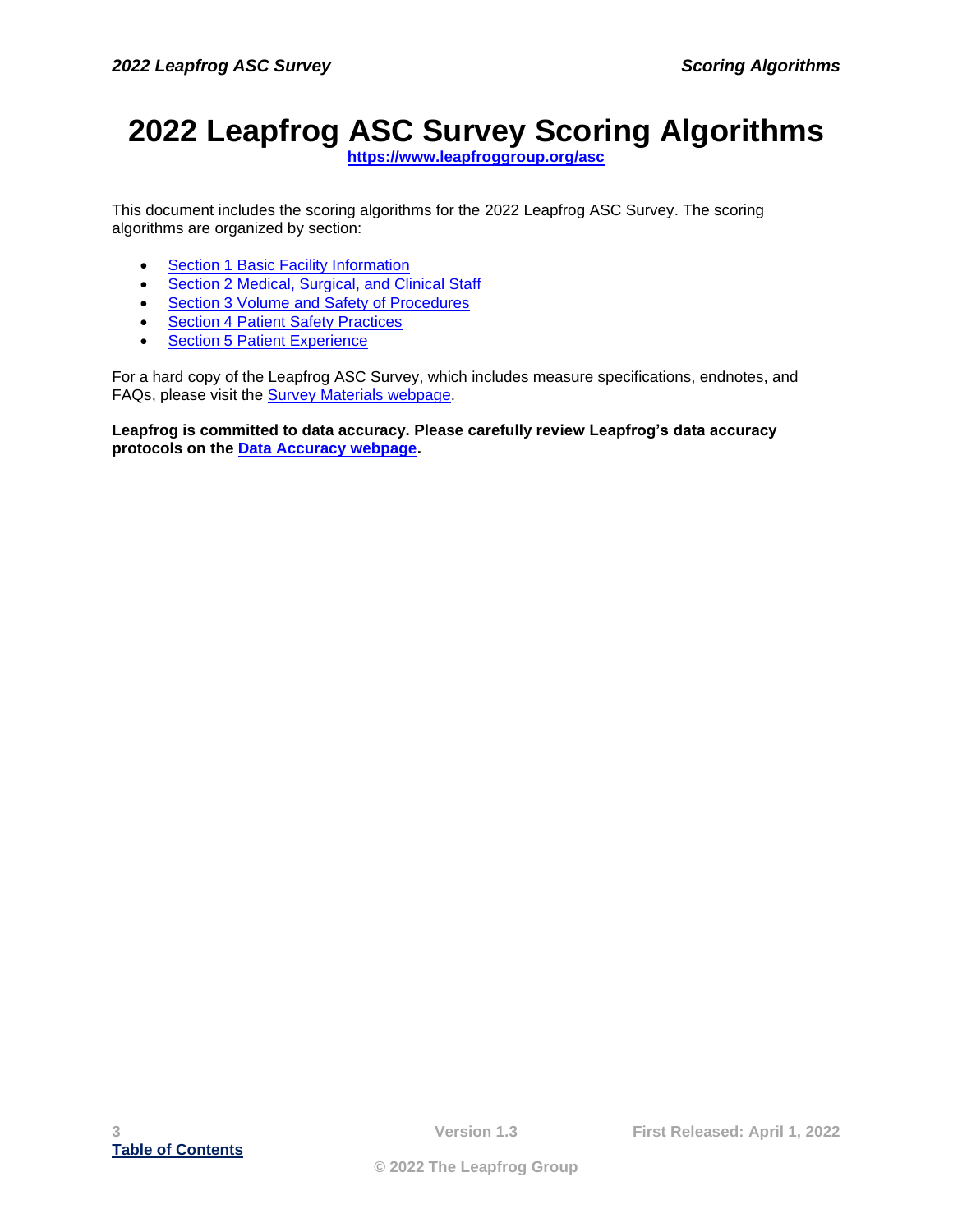# 2022 Leapfrog ASC Survey Scoring Algorithms

**https://www.leapfroggroup.org/asc**

This document includes the scoring algorithms for the 2022 Leapfrog ASC Survey. The scoring algorithms are organized by section:

- Section 1 Basic Facility Information
- Section 2 Medical, Surgical, and Clinical Staff
- Section 3 Volume and Safety of Procedures
- Section 4 Patient Safety Practices
- Section 5 Patient Experience

For a hard copy of the Leapfrog ASC Survey, which includes measure specifications, endnotes, and FAQs, please visit the Survey Materials webpage.

**Leapfrog is committed to data accuracy. Please carefully review Leapfrog's data accuracy protocols on the Data Accuracy webpage.**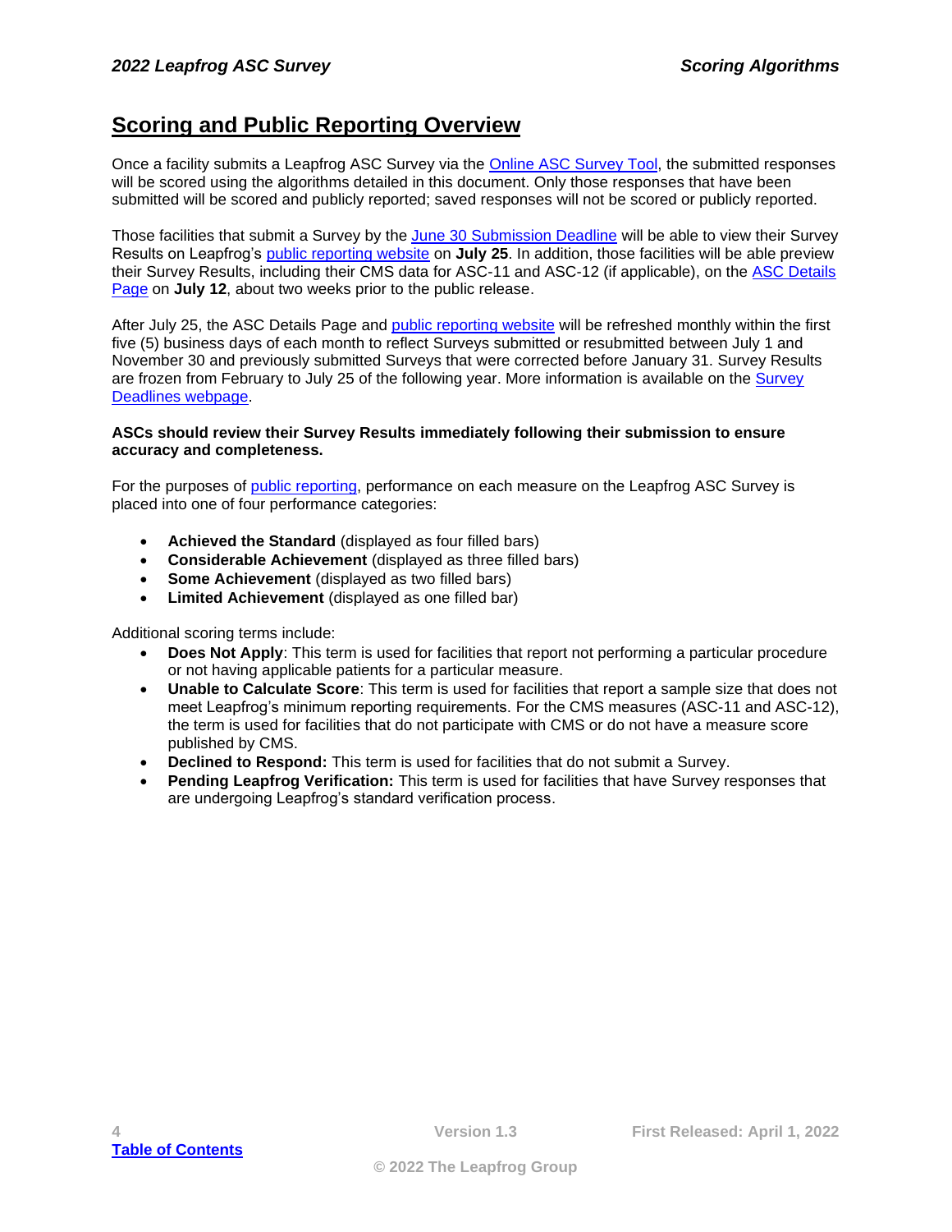## Scoring and Public Reporting Overview

Once a facility submits a Leapfrog ASC Survey via the Online ASC Survey Tool, the submitted responses will be scored using the algorithms detailed in this document. Only those responses that have been submitted will be scored and publicly reported; saved responses will not be scored or publicly reported.

Those facilities that submit a Survey by the June 30 Submission Deadline will be able to view their Survey Results on Leapfrog's public reporting website on **July 25**. In addition, those facilities will be able preview their Survey Results, including their CMS data for ASC-11 and ASC-12 (if applicable), on the ASC Details Page on **July 12**, about two weeks prior to the public release.

After July 25, the ASC Details Page and public reporting website will be refreshed monthly within the first five (5) business days of each month to reflect Surveys submitted or resubmitted between July 1 and November 30 and previously submitted Surveys that were corrected before January 31. Survey Results are frozen from February to July 25 of the following year. More information is available on the Survey Deadlines webpage.

**ASCs should review their Survey Results immediately following their submission to ensure accuracy and completeness.**

For the purposes of public reporting, performance on each measure on the Leapfrog ASC Survey is placed into one of four performance categories:

- **Achieved the Standard** (displayed as four filled bars)
- **Considerable Achievement** (displayed as three filled bars)
- **Some Achievement** (displayed as two filled bars)
- **Limited Achievement** (displayed as one filled bar)

Additional scoring terms include:

- **Does Not Apply**: This term is used for facilities that report not performing a particular procedure or not having applicable patients for a particular measure.
- **Unable to Calculate Score**: This term is used for facilities that report a sample size that does not meet Leapfrog's minimum reporting requirements. For the CMS measures (ASC-11 and ASC-12), the term is used for facilities that do not participate with CMS or do not have a measure score published by CMS.
- **Declined to Respond:** This term is used for facilities that do not submit a Survey.
- **Pending Leapfrog Verification:** This term is used for facilities that have Survey responses that are undergoing Leapfrog's standard verification process.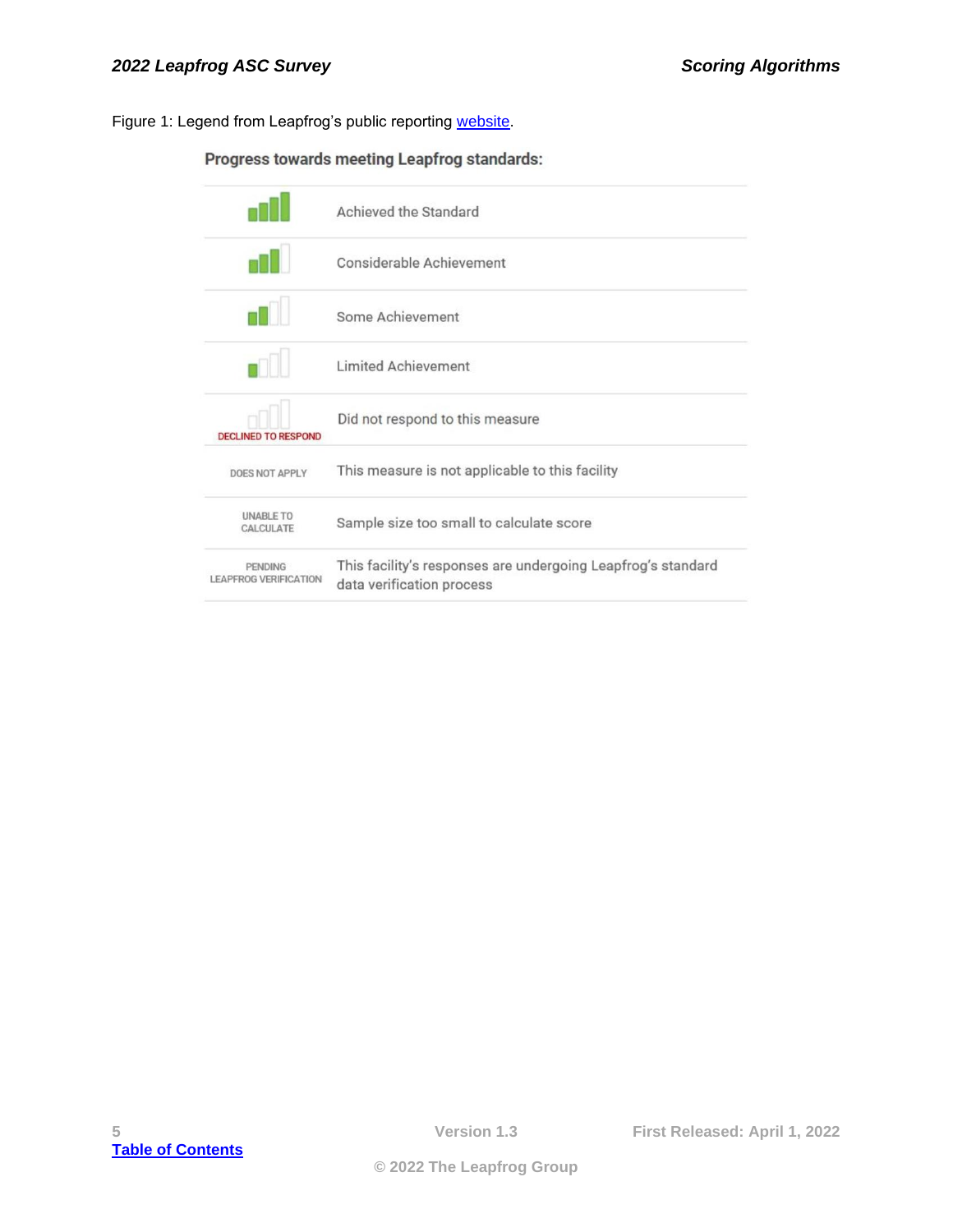Figure 1: Legend from Leapfrog's public reporting website.

**Progress towards meeting Leapfrog standards:**

| Icon | Meaning |
|---|---|
| (4 bars) | Achieved the Standard |
| (3 bars) | Considerable Achievement |
| (2 bars) | Some Achievement |
| (1 bar) | Limited Achievement |
| DECLINED TO RESPOND | Did not respond to this measure |
| DOES NOT APPLY | This measure is not applicable to this facility |
| UNABLE TO CALCULATE | Sample size too small to calculate score |
| PENDING LEAPFROG VERIFICATION | This facility's responses are undergoing Leapfrog's standard data verification process |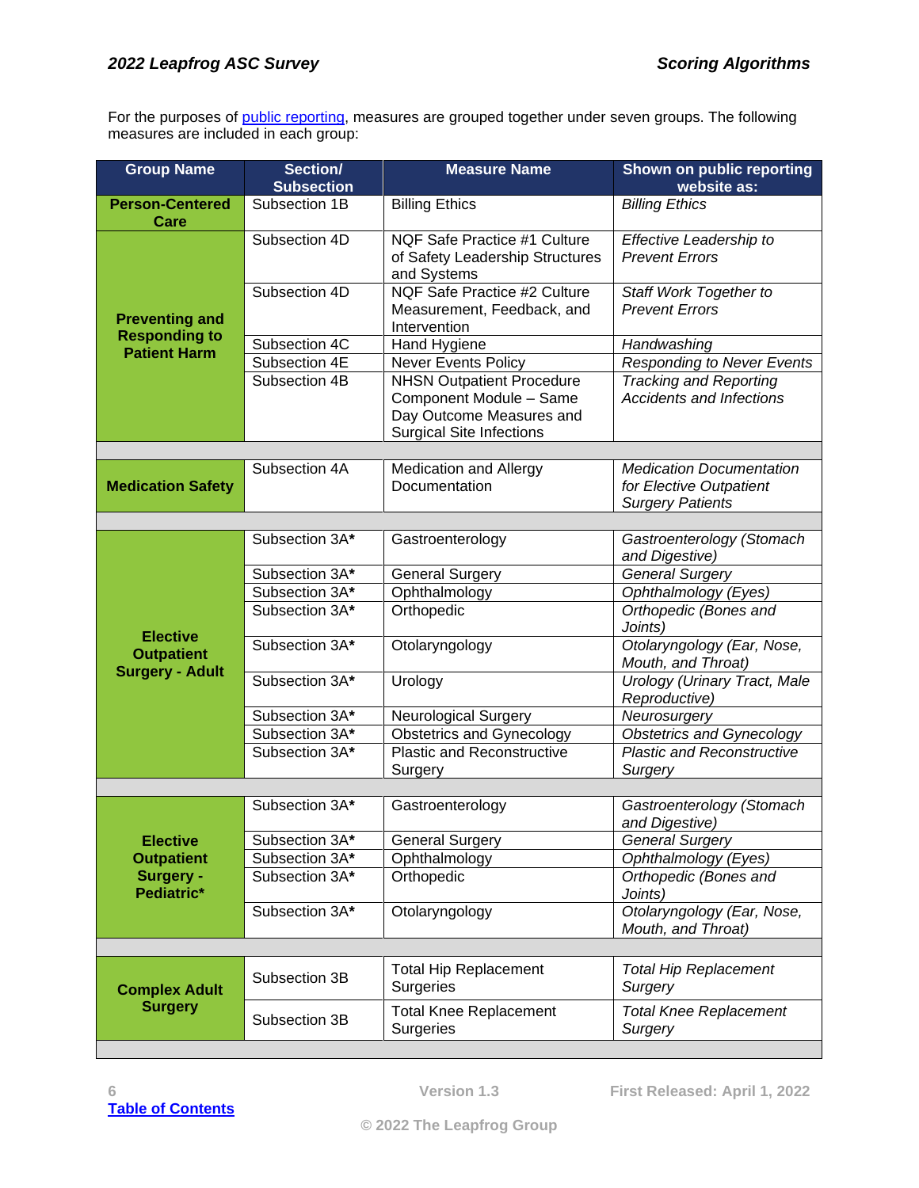For the purposes of [public reporting](), measures are grouped together under seven groups. The following measures are included in each group:

| Group Name | Section/ Subsection | Measure Name | Shown on public reporting website as: |
|---|---|---|---|
| **Person-Centered Care** | Subsection 1B | Billing Ethics | *Billing Ethics* |
| **Preventing and Responding to Patient Harm** | Subsection 4D | NQF Safe Practice #1 Culture of Safety Leadership Structures and Systems | *Effective Leadership to Prevent Errors* |
| | Subsection 4D | NQF Safe Practice #2 Culture Measurement, Feedback, and Intervention | *Staff Work Together to Prevent Errors* |
| | Subsection 4C | Hand Hygiene | *Handwashing* |
| | Subsection 4E | Never Events Policy | *Responding to Never Events* |
| | Subsection 4B | NHSN Outpatient Procedure Component Module – Same Day Outcome Measures and Surgical Site Infections | *Tracking and Reporting Accidents and Infections* |
| | | | |
| **Medication Safety** | Subsection 4A | Medication and Allergy Documentation | *Medication Documentation for Elective Outpatient Surgery Patients* |
| | | | |
| **Elective Outpatient Surgery - Adult** | Subsection 3A* | Gastroenterology | *Gastroenterology (Stomach and Digestive)* |
| | Subsection 3A* | General Surgery | *General Surgery* |
| | Subsection 3A* | Ophthalmology | *Ophthalmology (Eyes)* |
| | Subsection 3A* | Orthopedic | *Orthopedic (Bones and Joints)* |
| | Subsection 3A* | Otolaryngology | *Otolaryngology (Ear, Nose, Mouth, and Throat)* |
| | Subsection 3A* | Urology | *Urology (Urinary Tract, Male Reproductive)* |
| | Subsection 3A* | Neurological Surgery | *Neurosurgery* |
| | Subsection 3A* | Obstetrics and Gynecology | *Obstetrics and Gynecology* |
| | Subsection 3A* | Plastic and Reconstructive Surgery | *Plastic and Reconstructive Surgery* |
| | | | |
| **Elective Outpatient Surgery - Pediatric*** | Subsection 3A* | Gastroenterology | *Gastroenterology (Stomach and Digestive)* |
| | Subsection 3A* | General Surgery | *General Surgery* |
| | Subsection 3A* | Ophthalmology | *Ophthalmology (Eyes)* |
| | Subsection 3A* | Orthopedic | *Orthopedic (Bones and Joints)* |
| | Subsection 3A* | Otolaryngology | *Otolaryngology (Ear, Nose, Mouth, and Throat)* |
| | | | |
| **Complex Adult Surgery** | Subsection 3B | Total Hip Replacement Surgeries | *Total Hip Replacement Surgery* |
| | Subsection 3B | Total Knee Replacement Surgeries | *Total Knee Replacement Surgery* |
| | | | |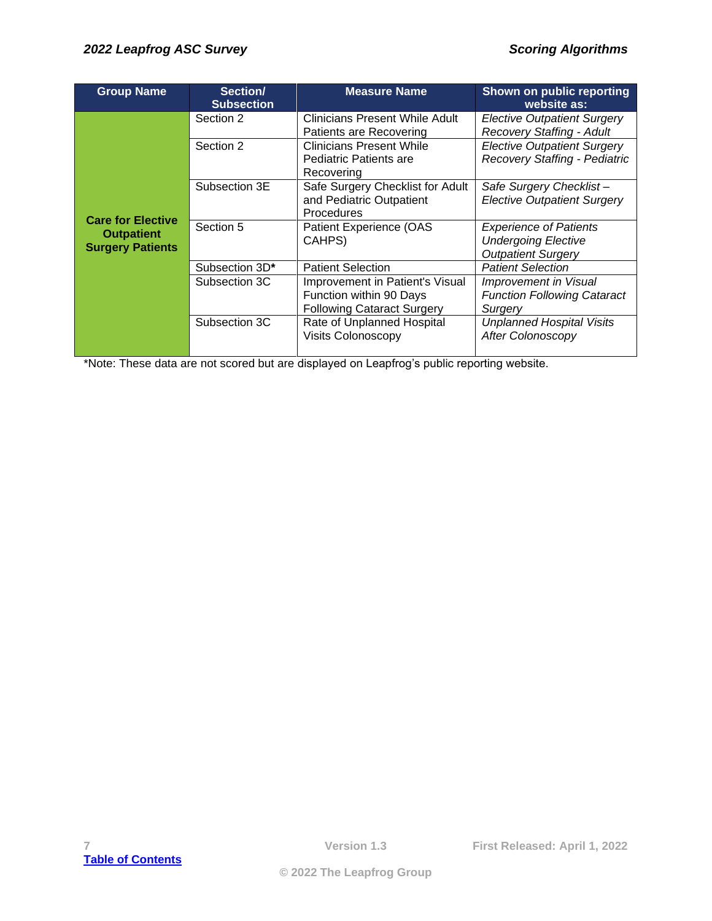| Group Name | Section/ Subsection | Measure Name | Shown on public reporting website as: |
|---|---|---|---|
| **Care for Elective Outpatient Surgery Patients** | Section 2 | Clinicians Present While Adult Patients are Recovering | *Elective Outpatient Surgery Recovery Staffing - Adult* |
| | Section 2 | Clinicians Present While Pediatric Patients are Recovering | *Elective Outpatient Surgery Recovery Staffing - Pediatric* |
| | Subsection 3E | Safe Surgery Checklist for Adult and Pediatric Outpatient Procedures | *Safe Surgery Checklist – Elective Outpatient Surgery* |
| | Section 5 | Patient Experience (OAS CAHPS) | *Experience of Patients Undergoing Elective Outpatient Surgery* |
| | Subsection 3D**\*** | Patient Selection | *Patient Selection* |
| | Subsection 3C | Improvement in Patient's Visual Function within 90 Days Following Cataract Surgery | *Improvement in Visual Function Following Cataract Surgery* |
| | Subsection 3C | Rate of Unplanned Hospital Visits Colonoscopy | *Unplanned Hospital Visits After Colonoscopy* |

*Note: These data are not scored but are displayed on Leapfrog's public reporting website.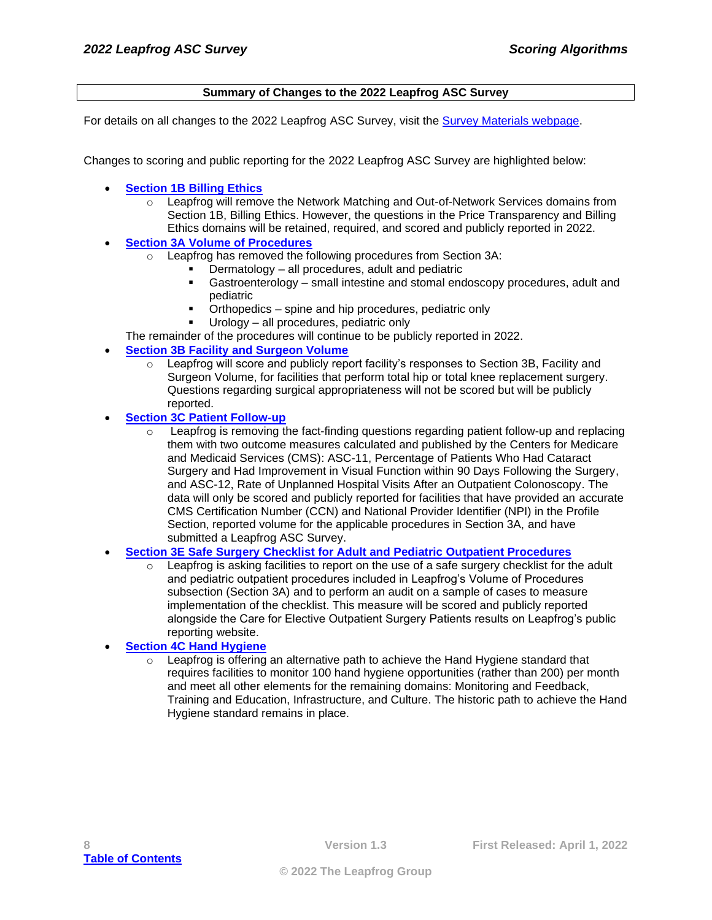## Summary of Changes to the 2022 Leapfrog ASC Survey

For details on all changes to the 2022 Leapfrog ASC Survey, visit the Survey Materials webpage.

Changes to scoring and public reporting for the 2022 Leapfrog ASC Survey are highlighted below:

- **Section 1B Billing Ethics**
  - Leapfrog will remove the Network Matching and Out-of-Network Services domains from Section 1B, Billing Ethics. However, the questions in the Price Transparency and Billing Ethics domains will be retained, required, and scored and publicly reported in 2022.
- **Section 3A Volume of Procedures**
  - Leapfrog has removed the following procedures from Section 3A:
    - Dermatology – all procedures, adult and pediatric
    - Gastroenterology – small intestine and stomal endoscopy procedures, adult and pediatric
    - Orthopedics – spine and hip procedures, pediatric only
    - Urology – all procedures, pediatric only

  The remainder of the procedures will continue to be publicly reported in 2022.
- **Section 3B Facility and Surgeon Volume**
  - Leapfrog will score and publicly report facility's responses to Section 3B, Facility and Surgeon Volume, for facilities that perform total hip or total knee replacement surgery. Questions regarding surgical appropriateness will not be scored but will be publicly reported.
- **Section 3C Patient Follow-up**
  - Leapfrog is removing the fact-finding questions regarding patient follow-up and replacing them with two outcome measures calculated and published by the Centers for Medicare and Medicaid Services (CMS): ASC-11, Percentage of Patients Who Had Cataract Surgery and Had Improvement in Visual Function within 90 Days Following the Surgery, and ASC-12, Rate of Unplanned Hospital Visits After an Outpatient Colonoscopy. The data will only be scored and publicly reported for facilities that have provided an accurate CMS Certification Number (CCN) and National Provider Identifier (NPI) in the Profile Section, reported volume for the applicable procedures in Section 3A, and have submitted a Leapfrog ASC Survey.
- **Section 3E Safe Surgery Checklist for Adult and Pediatric Outpatient Procedures**
  - Leapfrog is asking facilities to report on the use of a safe surgery checklist for the adult and pediatric outpatient procedures included in Leapfrog's Volume of Procedures subsection (Section 3A) and to perform an audit on a sample of cases to measure implementation of the checklist. This measure will be scored and publicly reported alongside the Care for Elective Outpatient Surgery Patients results on Leapfrog's public reporting website.
- **Section 4C Hand Hygiene**
  - Leapfrog is offering an alternative path to achieve the Hand Hygiene standard that requires facilities to monitor 100 hand hygiene opportunities (rather than 200) per month and meet all other elements for the remaining domains: Monitoring and Feedback, Training and Education, Infrastructure, and Culture. The historic path to achieve the Hand Hygiene standard remains in place.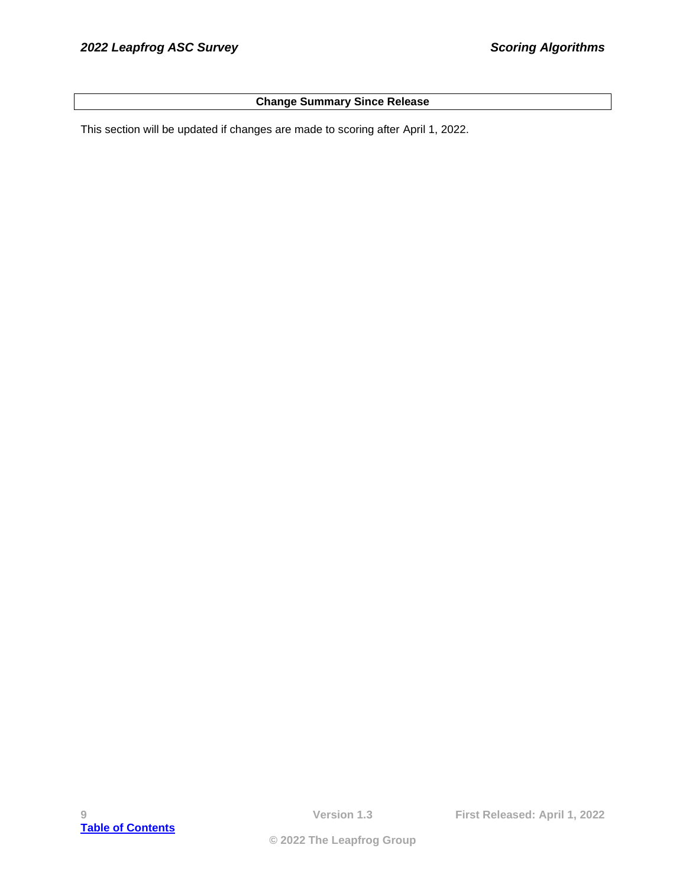## Change Summary Since Release

This section will be updated if changes are made to scoring after April 1, 2022.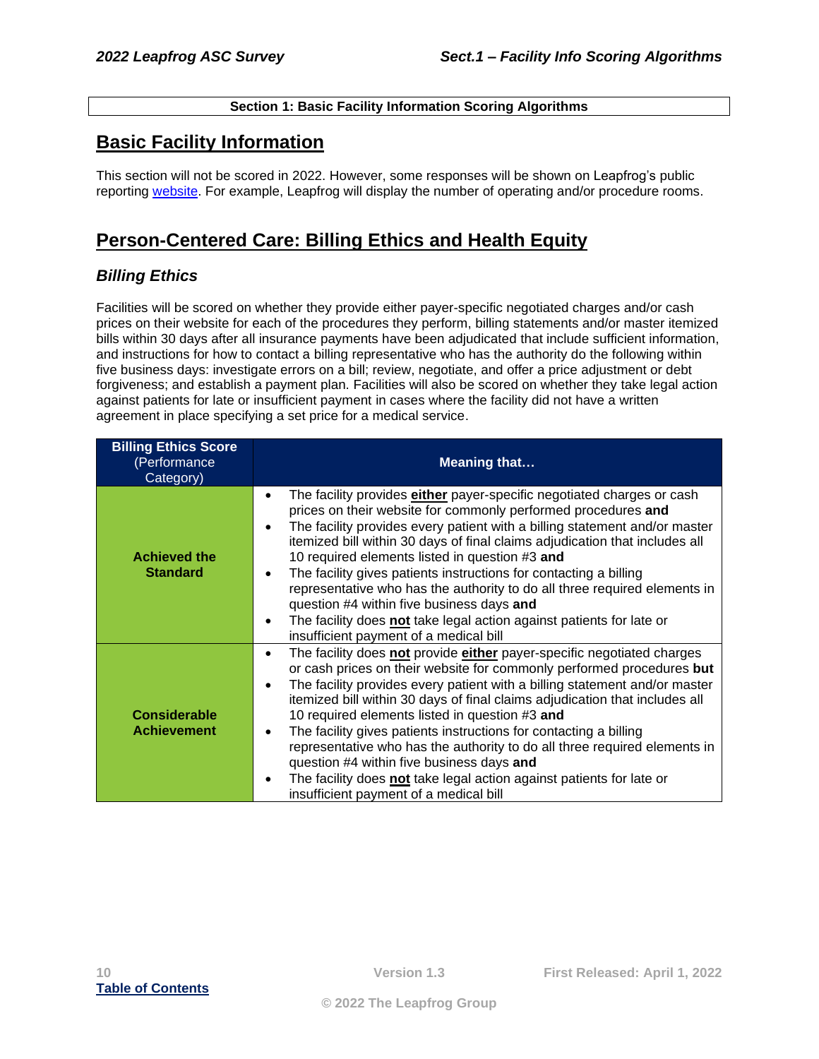**Section 1: Basic Facility Information Scoring Algorithms**

## Basic Facility Information

This section will not be scored in 2022. However, some responses will be shown on Leapfrog's public reporting website. For example, Leapfrog will display the number of operating and/or procedure rooms.

## Person-Centered Care: Billing Ethics and Health Equity

### *Billing Ethics*

Facilities will be scored on whether they provide either payer-specific negotiated charges and/or cash prices on their website for each of the procedures they perform, billing statements and/or master itemized bills within 30 days after all insurance payments have been adjudicated that include sufficient information, and instructions for how to contact a billing representative who has the authority do the following within five business days: investigate errors on a bill; review, negotiate, and offer a price adjustment or debt forgiveness; and establish a payment plan. Facilities will also be scored on whether they take legal action against patients for late or insufficient payment in cases where the facility did not have a written agreement in place specifying a set price for a medical service.

| **Billing Ethics Score** (Performance Category) | **Meaning that…** |
|---|---|
| **Achieved the Standard** | • The facility provides **either** payer-specific negotiated charges or cash prices on their website for commonly performed procedures **and**<br>• The facility provides every patient with a billing statement and/or master itemized bill within 30 days of final claims adjudication that includes all 10 required elements listed in question #3 **and**<br>• The facility gives patients instructions for contacting a billing representative who has the authority to do all three required elements in question #4 within five business days **and**<br>• The facility does **not** take legal action against patients for late or insufficient payment of a medical bill |
| **Considerable Achievement** | • The facility does **not** provide **either** payer-specific negotiated charges or cash prices on their website for commonly performed procedures **but**<br>• The facility provides every patient with a billing statement and/or master itemized bill within 30 days of final claims adjudication that includes all 10 required elements listed in question #3 **and**<br>• The facility gives patients instructions for contacting a billing representative who has the authority to do all three required elements in question #4 within five business days **and**<br>• The facility does **not** take legal action against patients for late or insufficient payment of a medical bill |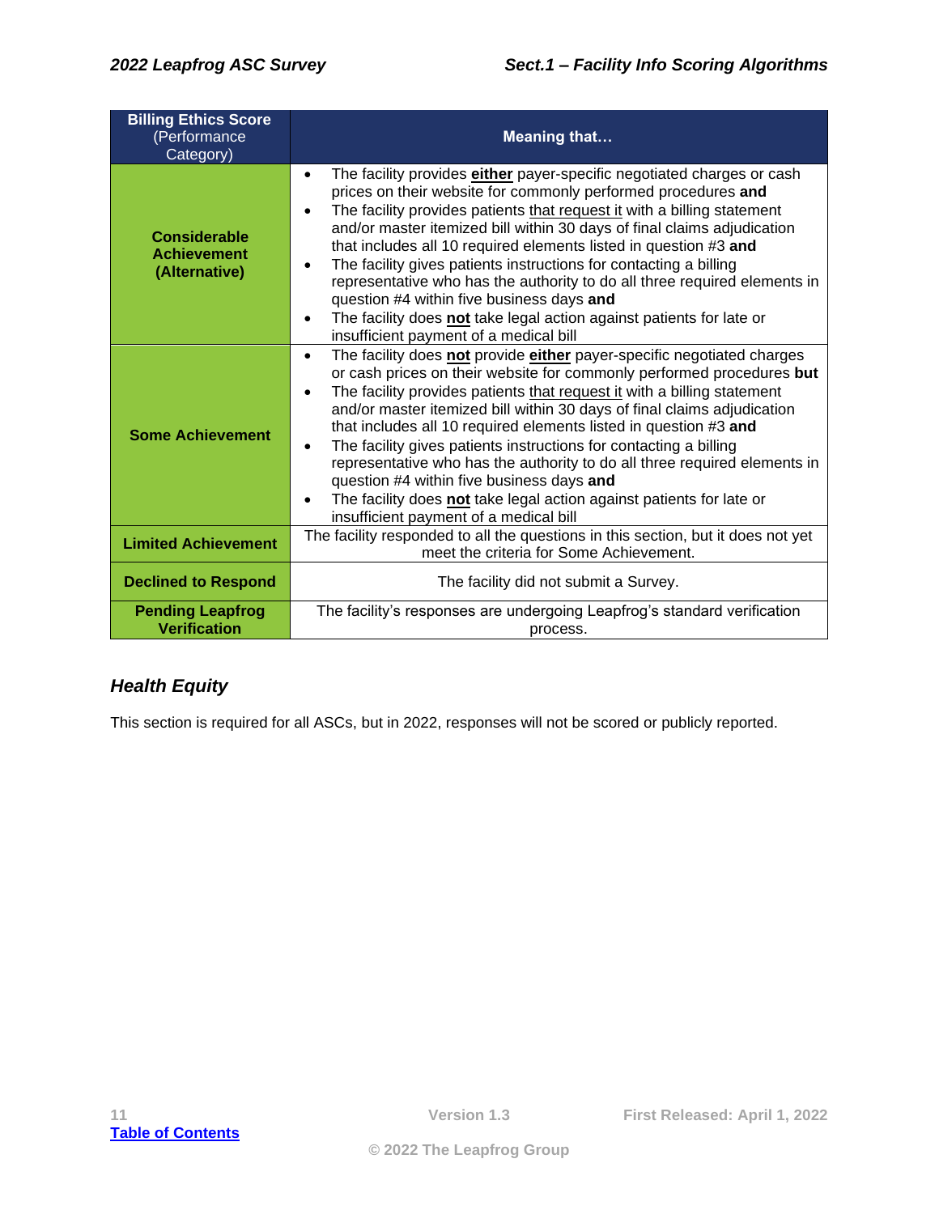| **Billing Ethics Score** (Performance Category) | **Meaning that…** |
|---|---|
| **Considerable Achievement (Alternative)** | • The facility provides **either** payer-specific negotiated charges or cash prices on their website for commonly performed procedures **and**<br>• The facility provides patients that request it with a billing statement and/or master itemized bill within 30 days of final claims adjudication that includes all 10 required elements listed in question #3 **and**<br>• The facility gives patients instructions for contacting a billing representative who has the authority to do all three required elements in question #4 within five business days **and**<br>• The facility does **not** take legal action against patients for late or insufficient payment of a medical bill |
| **Some Achievement** | • The facility does **not** provide **either** payer-specific negotiated charges or cash prices on their website for commonly performed procedures **but**<br>• The facility provides patients that request it with a billing statement and/or master itemized bill within 30 days of final claims adjudication that includes all 10 required elements listed in question #3 **and**<br>• The facility gives patients instructions for contacting a billing representative who has the authority to do all three required elements in question #4 within five business days **and**<br>• The facility does **not** take legal action against patients for late or insufficient payment of a medical bill |
| **Limited Achievement** | The facility responded to all the questions in this section, but it does not yet meet the criteria for Some Achievement. |
| **Declined to Respond** | The facility did not submit a Survey. |
| **Pending Leapfrog Verification** | The facility's responses are undergoing Leapfrog's standard verification process. |

### *Health Equity*

This section is required for all ASCs, but in 2022, responses will not be scored or publicly reported.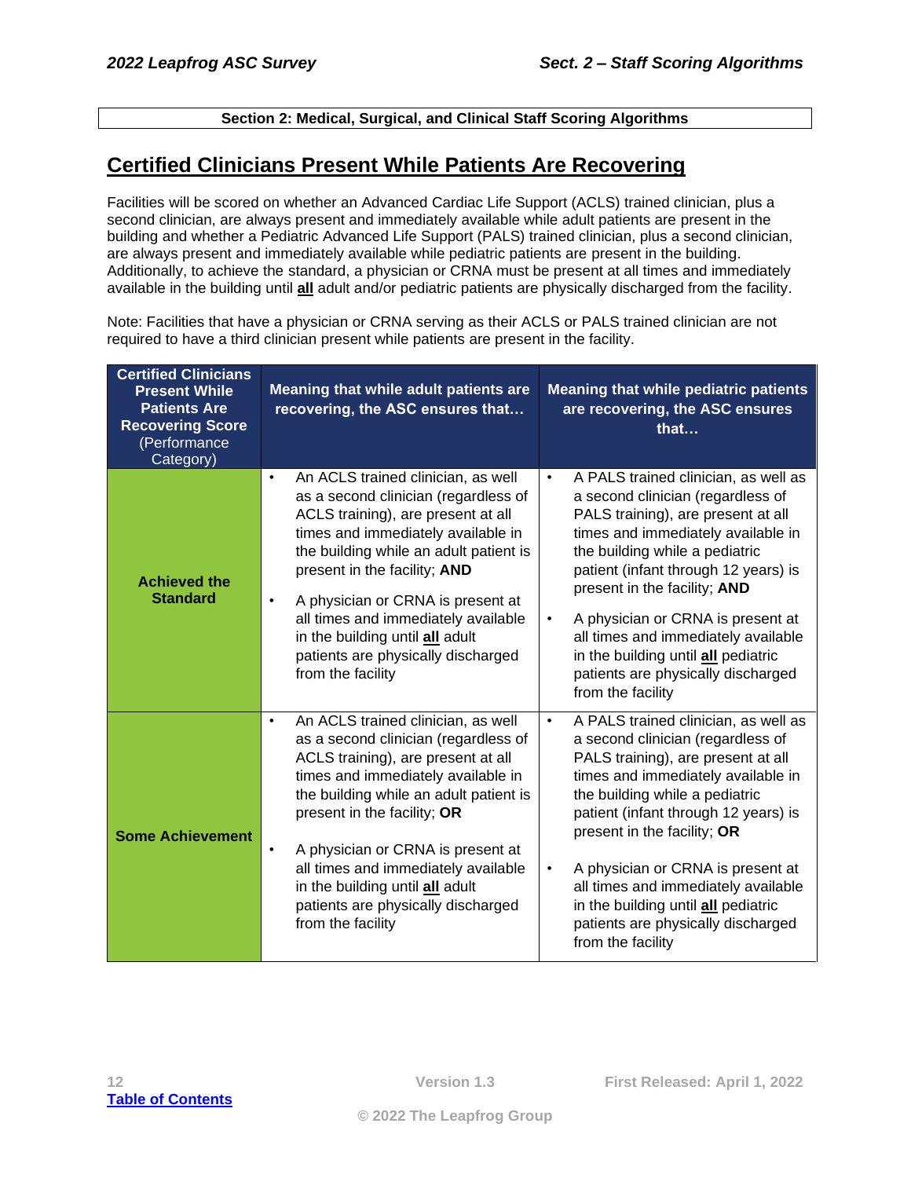**Section 2: Medical, Surgical, and Clinical Staff Scoring Algorithms**

## Certified Clinicians Present While Patients Are Recovering

Facilities will be scored on whether an Advanced Cardiac Life Support (ACLS) trained clinician, plus a second clinician, are always present and immediately available while adult patients are present in the building and whether a Pediatric Advanced Life Support (PALS) trained clinician, plus a second clinician, are always present and immediately available while pediatric patients are present in the building. Additionally, to achieve the standard, a physician or CRNA must be present at all times and immediately available in the building until **all** adult and/or pediatric patients are physically discharged from the facility.

Note: Facilities that have a physician or CRNA serving as their ACLS or PALS trained clinician are not required to have a third clinician present while patients are present in the facility.

| **Certified Clinicians Present While Patients Are Recovering Score** (Performance Category) | **Meaning that while adult patients are recovering, the ASC ensures that…** | **Meaning that while pediatric patients are recovering, the ASC ensures that…** |
|---|---|---|
| **Achieved the Standard** | • An ACLS trained clinician, as well as a second clinician (regardless of ACLS training), are present at all times and immediately available in the building while an adult patient is present in the facility; **AND**<br>• A physician or CRNA is present at all times and immediately available in the building until **all** adult patients are physically discharged from the facility | • A PALS trained clinician, as well as a second clinician (regardless of PALS training), are present at all times and immediately available in the building while a pediatric patient (infant through 12 years) is present in the facility; **AND**<br>• A physician or CRNA is present at all times and immediately available in the building until **all** pediatric patients are physically discharged from the facility |
| **Some Achievement** | • An ACLS trained clinician, as well as a second clinician (regardless of ACLS training), are present at all times and immediately available in the building while an adult patient is present in the facility; **OR**<br>• A physician or CRNA is present at all times and immediately available in the building until **all** adult patients are physically discharged from the facility | • A PALS trained clinician, as well as a second clinician (regardless of PALS training), are present at all times and immediately available in the building while a pediatric patient (infant through 12 years) is present in the facility; **OR**<br>• A physician or CRNA is present at all times and immediately available in the building until **all** pediatric patients are physically discharged from the facility |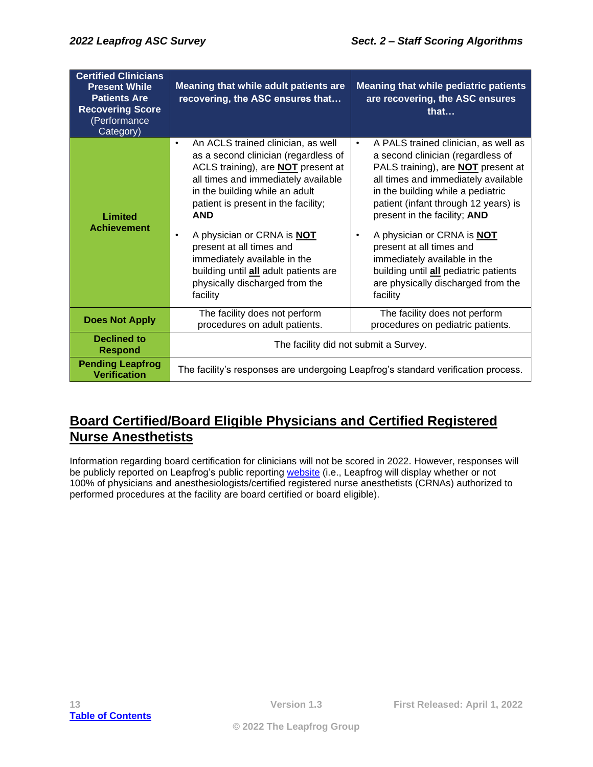| **Certified Clinicians Present While Patients Are Recovering Score** (Performance Category) | **Meaning that while adult patients are recovering, the ASC ensures that…** | **Meaning that while pediatric patients are recovering, the ASC ensures that…** |
|---|---|---|
| **Limited Achievement** | • An ACLS trained clinician, as well as a second clinician (regardless of ACLS training), are **NOT** present at all times and immediately available in the building while an adult patient is present in the facility; **AND**<br>• A physician or CRNA is **NOT** present at all times and immediately available in the building until **all** adult patients are physically discharged from the facility | • A PALS trained clinician, as well as a second clinician (regardless of PALS training), are **NOT** present at all times and immediately available in the building while a pediatric patient (infant through 12 years) is present in the facility; **AND**<br>• A physician or CRNA is **NOT** present at all times and immediately available in the building until **all** pediatric patients are physically discharged from the facility |
| **Does Not Apply** | The facility does not perform procedures on adult patients. | The facility does not perform procedures on pediatric patients. |
| **Declined to Respond** | The facility did not submit a Survey. | |
| **Pending Leapfrog Verification** | The facility's responses are undergoing Leapfrog's standard verification process. | |

## Board Certified/Board Eligible Physicians and Certified Registered Nurse Anesthetists

Information regarding board certification for clinicians will not be scored in 2022. However, responses will be publicly reported on Leapfrog's public reporting website (i.e., Leapfrog will display whether or not 100% of physicians and anesthesiologists/certified registered nurse anesthetists (CRNAs) authorized to performed procedures at the facility are board certified or board eligible).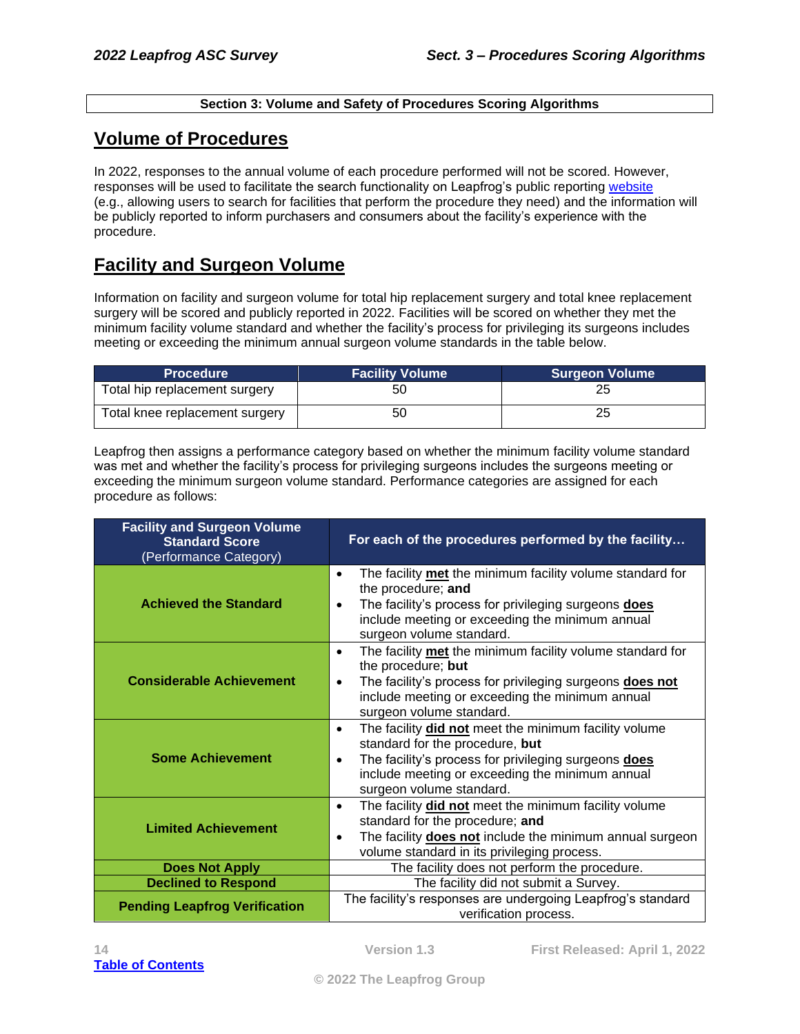**Section 3: Volume and Safety of Procedures Scoring Algorithms**

## Volume of Procedures

In 2022, responses to the annual volume of each procedure performed will not be scored. However, responses will be used to facilitate the search functionality on Leapfrog's public reporting website (e.g., allowing users to search for facilities that perform the procedure they need) and the information will be publicly reported to inform purchasers and consumers about the facility's experience with the procedure.

## Facility and Surgeon Volume

Information on facility and surgeon volume for total hip replacement surgery and total knee replacement surgery will be scored and publicly reported in 2022. Facilities will be scored on whether they met the minimum facility volume standard and whether the facility's process for privileging its surgeons includes meeting or exceeding the minimum annual surgeon volume standards in the table below.

| Procedure | Facility Volume | Surgeon Volume |
|---|---|---|
| Total hip replacement surgery | 50 | 25 |
| Total knee replacement surgery | 50 | 25 |

Leapfrog then assigns a performance category based on whether the minimum facility volume standard was met and whether the facility's process for privileging surgeons includes the surgeons meeting or exceeding the minimum surgeon volume standard. Performance categories are assigned for each procedure as follows:

| **Facility and Surgeon Volume Standard Score** (Performance Category) | **For each of the procedures performed by the facility…** |
|---|---|
| **Achieved the Standard** | • The facility **met** the minimum facility volume standard for the procedure; **and**<br>• The facility's process for privileging surgeons **does** include meeting or exceeding the minimum annual surgeon volume standard. |
| **Considerable Achievement** | • The facility **met** the minimum facility volume standard for the procedure; **but**<br>• The facility's process for privileging surgeons **does not** include meeting or exceeding the minimum annual surgeon volume standard. |
| **Some Achievement** | • The facility **did not** meet the minimum facility volume standard for the procedure, **but**<br>• The facility's process for privileging surgeons **does** include meeting or exceeding the minimum annual surgeon volume standard. |
| **Limited Achievement** | • The facility **did not** meet the minimum facility volume standard for the procedure; **and**<br>• The facility **does not** include the minimum annual surgeon volume standard in its privileging process. |
| **Does Not Apply** | The facility does not perform the procedure. |
| **Declined to Respond** | The facility did not submit a Survey. |
| **Pending Leapfrog Verification** | The facility's responses are undergoing Leapfrog's standard verification process. |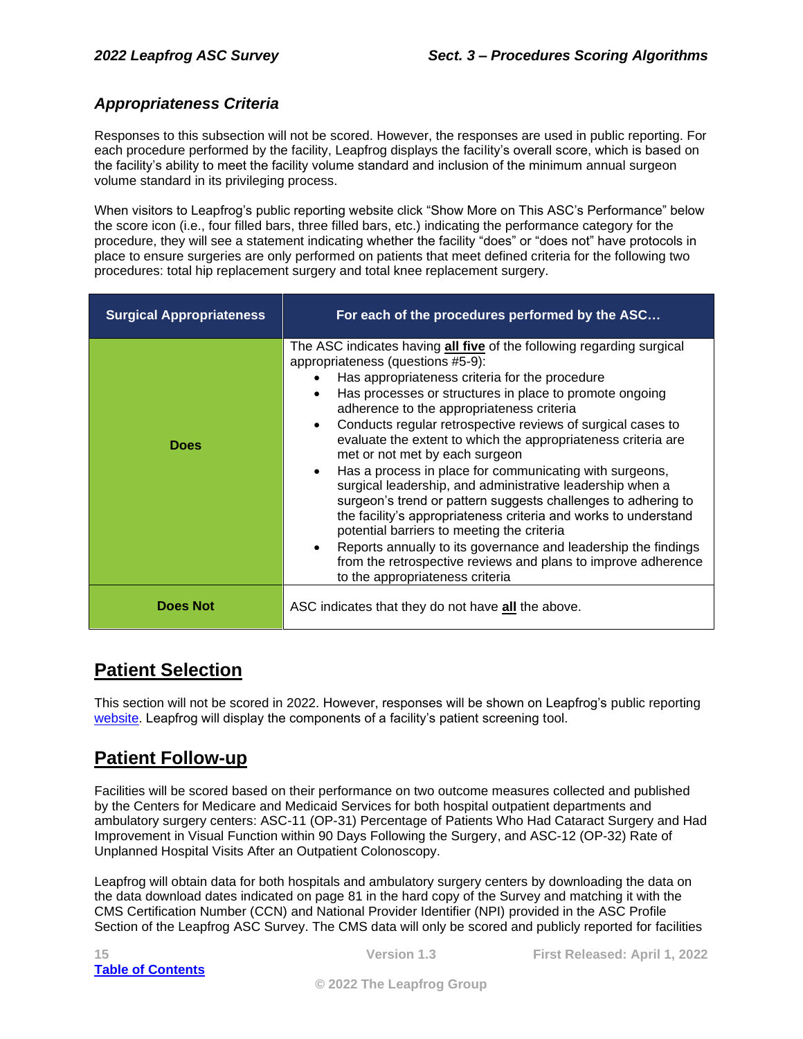### *Appropriateness Criteria*

Responses to this subsection will not be scored. However, the responses are used in public reporting. For each procedure performed by the facility, Leapfrog displays the facility's overall score, which is based on the facility's ability to meet the facility volume standard and inclusion of the minimum annual surgeon volume standard in its privileging process.

When visitors to Leapfrog's public reporting website click "Show More on This ASC's Performance" below the score icon (i.e., four filled bars, three filled bars, etc.) indicating the performance category for the procedure, they will see a statement indicating whether the facility "does" or "does not" have protocols in place to ensure surgeries are only performed on patients that meet defined criteria for the following two procedures: total hip replacement surgery and total knee replacement surgery.

| Surgical Appropriateness | For each of the procedures performed by the ASC… |
|---|---|
| **Does** | The ASC indicates having **all five** of the following regarding surgical appropriateness (questions #5-9):<br>• Has appropriateness criteria for the procedure<br>• Has processes or structures in place to promote ongoing adherence to the appropriateness criteria<br>• Conducts regular retrospective reviews of surgical cases to evaluate the extent to which the appropriateness criteria are met or not met by each surgeon<br>• Has a process in place for communicating with surgeons, surgical leadership, and administrative leadership when a surgeon's trend or pattern suggests challenges to adhering to the facility's appropriateness criteria and works to understand potential barriers to meeting the criteria<br>• Reports annually to its governance and leadership the findings from the retrospective reviews and plans to improve adherence to the appropriateness criteria |
| **Does Not** | ASC indicates that they do not have **all** the above. |

## Patient Selection

This section will not be scored in 2022. However, responses will be shown on Leapfrog's public reporting website. Leapfrog will display the components of a facility's patient screening tool.

## Patient Follow-up

Facilities will be scored based on their performance on two outcome measures collected and published by the Centers for Medicare and Medicaid Services for both hospital outpatient departments and ambulatory surgery centers: ASC-11 (OP-31) Percentage of Patients Who Had Cataract Surgery and Had Improvement in Visual Function within 90 Days Following the Surgery, and ASC-12 (OP-32) Rate of Unplanned Hospital Visits After an Outpatient Colonoscopy.

Leapfrog will obtain data for both hospitals and ambulatory surgery centers by downloading the data on the data download dates indicated on page 81 in the hard copy of the Survey and matching it with the CMS Certification Number (CCN) and National Provider Identifier (NPI) provided in the ASC Profile Section of the Leapfrog ASC Survey. The CMS data will only be scored and publicly reported for facilities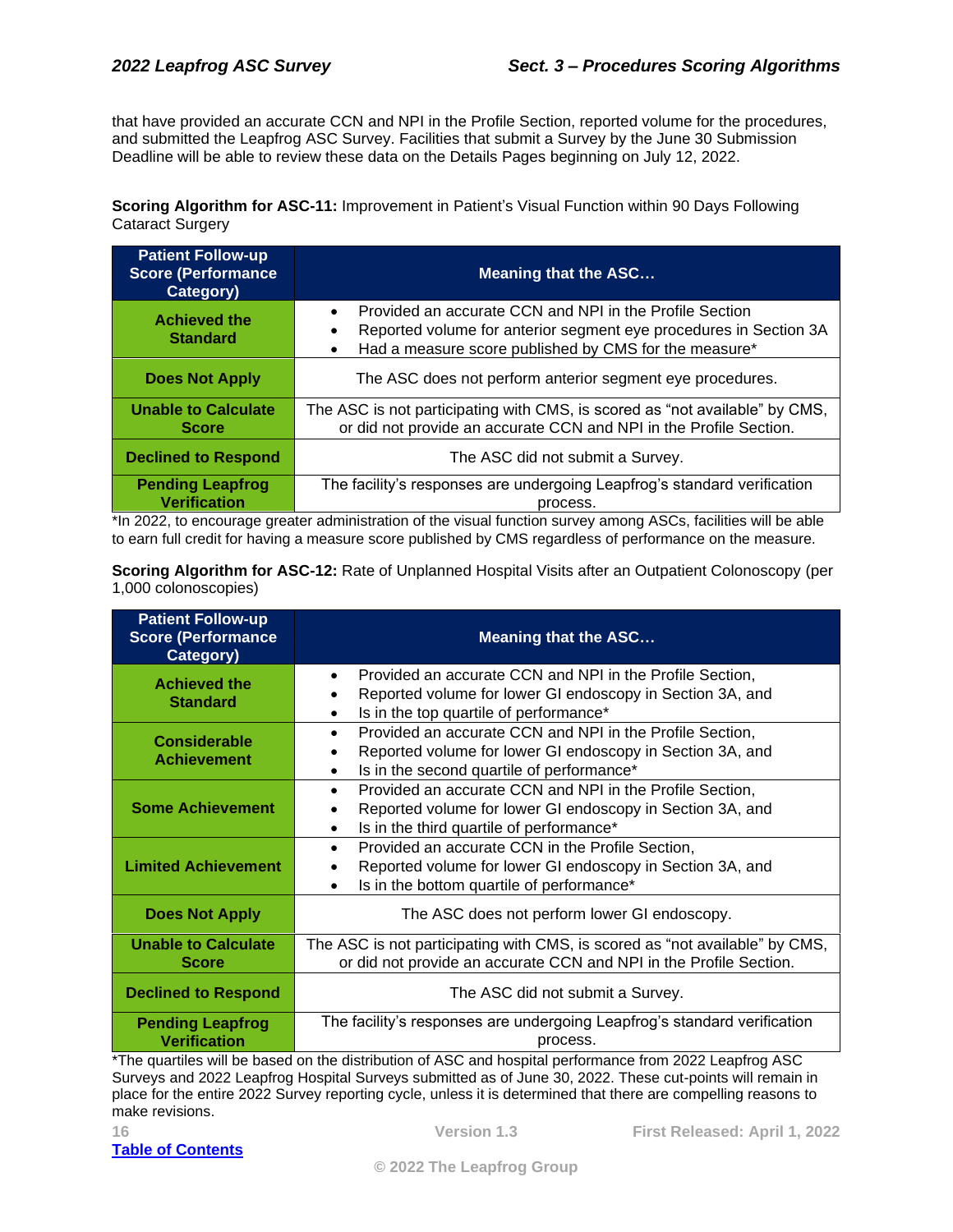that have provided an accurate CCN and NPI in the Profile Section, reported volume for the procedures, and submitted the Leapfrog ASC Survey. Facilities that submit a Survey by the June 30 Submission Deadline will be able to review these data on the Details Pages beginning on July 12, 2022.

**Scoring Algorithm for ASC-11:** Improvement in Patient's Visual Function within 90 Days Following Cataract Surgery

| Patient Follow-up Score (Performance Category) | Meaning that the ASC… |
|---|---|
| **Achieved the Standard** | • Provided an accurate CCN and NPI in the Profile Section<br>• Reported volume for anterior segment eye procedures in Section 3A<br>• Had a measure score published by CMS for the measure* |
| **Does Not Apply** | The ASC does not perform anterior segment eye procedures. |
| **Unable to Calculate Score** | The ASC is not participating with CMS, is scored as "not available" by CMS, or did not provide an accurate CCN and NPI in the Profile Section. |
| **Declined to Respond** | The ASC did not submit a Survey. |
| **Pending Leapfrog Verification** | The facility's responses are undergoing Leapfrog's standard verification process. |

*In 2022, to encourage greater administration of the visual function survey among ASCs, facilities will be able to earn full credit for having a measure score published by CMS regardless of performance on the measure.

**Scoring Algorithm for ASC-12:** Rate of Unplanned Hospital Visits after an Outpatient Colonoscopy (per 1,000 colonoscopies)

| Patient Follow-up Score (Performance Category) | Meaning that the ASC… |
|---|---|
| **Achieved the Standard** | • Provided an accurate CCN and NPI in the Profile Section,<br>• Reported volume for lower GI endoscopy in Section 3A, and<br>• Is in the top quartile of performance* |
| **Considerable Achievement** | • Provided an accurate CCN and NPI in the Profile Section,<br>• Reported volume for lower GI endoscopy in Section 3A, and<br>• Is in the second quartile of performance* |
| **Some Achievement** | • Provided an accurate CCN and NPI in the Profile Section,<br>• Reported volume for lower GI endoscopy in Section 3A, and<br>• Is in the third quartile of performance* |
| **Limited Achievement** | • Provided an accurate CCN in the Profile Section,<br>• Reported volume for lower GI endoscopy in Section 3A, and<br>• Is in the bottom quartile of performance* |
| **Does Not Apply** | The ASC does not perform lower GI endoscopy. |
| **Unable to Calculate Score** | The ASC is not participating with CMS, is scored as "not available" by CMS, or did not provide an accurate CCN and NPI in the Profile Section. |
| **Declined to Respond** | The ASC did not submit a Survey. |
| **Pending Leapfrog Verification** | The facility's responses are undergoing Leapfrog's standard verification process. |

*The quartiles will be based on the distribution of ASC and hospital performance from 2022 Leapfrog ASC Surveys and 2022 Leapfrog Hospital Surveys submitted as of June 30, 2022. These cut-points will remain in place for the entire 2022 Survey reporting cycle, unless it is determined that there are compelling reasons to make revisions.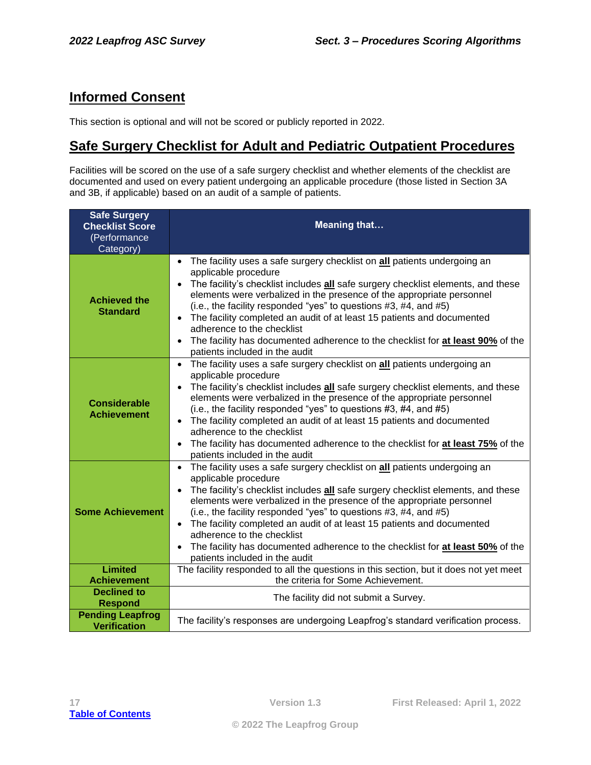## Informed Consent

This section is optional and will not be scored or publicly reported in 2022.

## Safe Surgery Checklist for Adult and Pediatric Outpatient Procedures

Facilities will be scored on the use of a safe surgery checklist and whether elements of the checklist are documented and used on every patient undergoing an applicable procedure (those listed in Section 3A and 3B, if applicable) based on an audit of a sample of patients.

| **Safe Surgery Checklist Score** (Performance Category) | **Meaning that…** |
|---|---|
| **Achieved the Standard** | • The facility uses a safe surgery checklist on **all** patients undergoing an applicable procedure<br>• The facility's checklist includes **all** safe surgery checklist elements, and these elements were verbalized in the presence of the appropriate personnel (i.e., the facility responded "yes" to questions #3, #4, and #5)<br>• The facility completed an audit of at least 15 patients and documented adherence to the checklist<br>• The facility has documented adherence to the checklist for **at least 90%** of the patients included in the audit |
| **Considerable Achievement** | • The facility uses a safe surgery checklist on **all** patients undergoing an applicable procedure<br>• The facility's checklist includes **all** safe surgery checklist elements, and these elements were verbalized in the presence of the appropriate personnel (i.e., the facility responded "yes" to questions #3, #4, and #5)<br>• The facility completed an audit of at least 15 patients and documented adherence to the checklist<br>• The facility has documented adherence to the checklist for **at least 75%** of the patients included in the audit |
| **Some Achievement** | • The facility uses a safe surgery checklist on **all** patients undergoing an applicable procedure<br>• The facility's checklist includes **all** safe surgery checklist elements, and these elements were verbalized in the presence of the appropriate personnel (i.e., the facility responded "yes" to questions #3, #4, and #5)<br>• The facility completed an audit of at least 15 patients and documented adherence to the checklist<br>• The facility has documented adherence to the checklist for **at least 50%** of the patients included in the audit |
| **Limited Achievement** | The facility responded to all the questions in this section, but it does not yet meet the criteria for Some Achievement. |
| **Declined to Respond** | The facility did not submit a Survey. |
| **Pending Leapfrog Verification** | The facility's responses are undergoing Leapfrog's standard verification process. |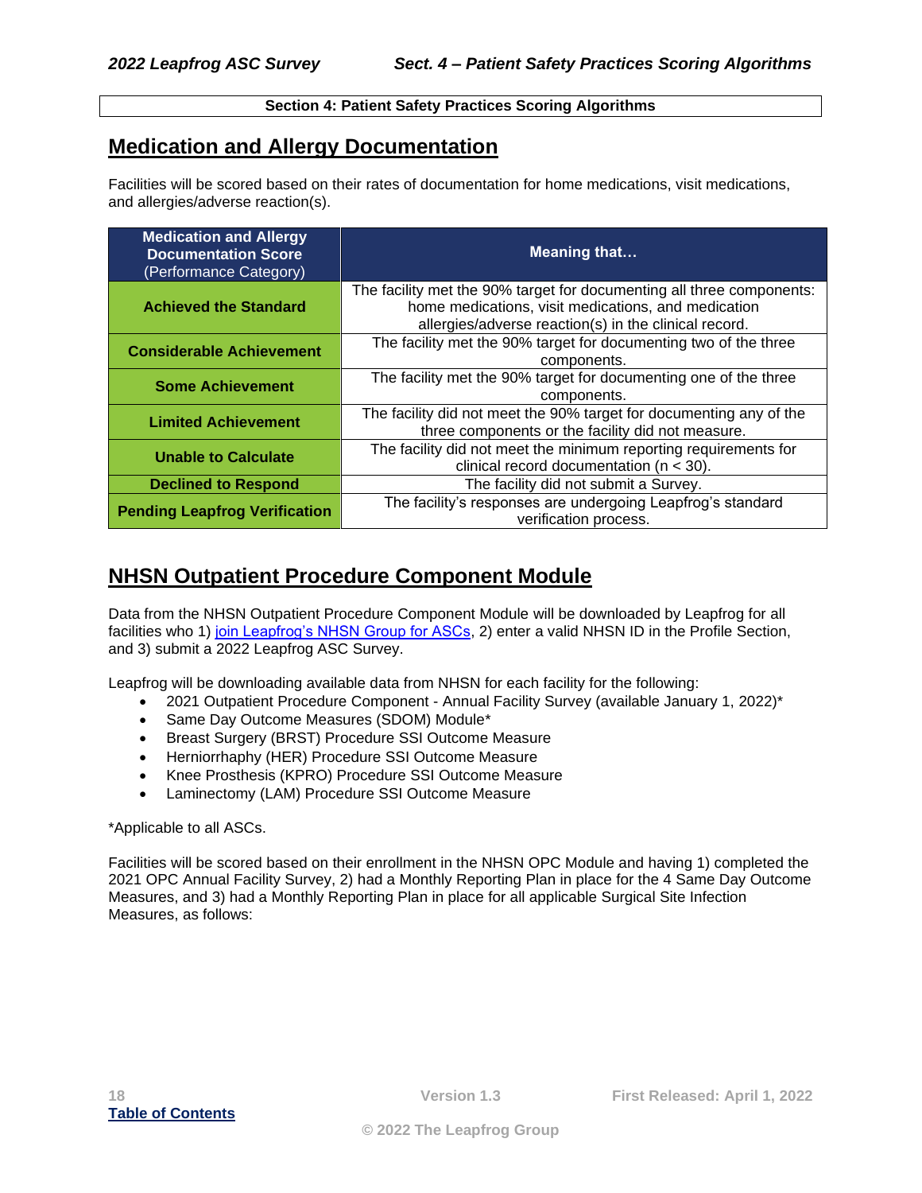**Section 4: Patient Safety Practices Scoring Algorithms**

## Medication and Allergy Documentation

Facilities will be scored based on their rates of documentation for home medications, visit medications, and allergies/adverse reaction(s).

| **Medication and Allergy Documentation Score** (Performance Category) | **Meaning that…** |
| --- | --- |
| **Achieved the Standard** | The facility met the 90% target for documenting all three components: home medications, visit medications, and medication allergies/adverse reaction(s) in the clinical record. |
| **Considerable Achievement** | The facility met the 90% target for documenting two of the three components. |
| **Some Achievement** | The facility met the 90% target for documenting one of the three components. |
| **Limited Achievement** | The facility did not meet the 90% target for documenting any of the three components or the facility did not measure. |
| **Unable to Calculate** | The facility did not meet the minimum reporting requirements for clinical record documentation (n < 30). |
| **Declined to Respond** | The facility did not submit a Survey. |
| **Pending Leapfrog Verification** | The facility's responses are undergoing Leapfrog's standard verification process. |

## NHSN Outpatient Procedure Component Module

Data from the NHSN Outpatient Procedure Component Module will be downloaded by Leapfrog for all facilities who 1) join Leapfrog's NHSN Group for ASCs, 2) enter a valid NHSN ID in the Profile Section, and 3) submit a 2022 Leapfrog ASC Survey.

Leapfrog will be downloading available data from NHSN for each facility for the following:

- 2021 Outpatient Procedure Component - Annual Facility Survey (available January 1, 2022)*
- Same Day Outcome Measures (SDOM) Module*
- Breast Surgery (BRST) Procedure SSI Outcome Measure
- Herniorrhaphy (HER) Procedure SSI Outcome Measure
- Knee Prosthesis (KPRO) Procedure SSI Outcome Measure
- Laminectomy (LAM) Procedure SSI Outcome Measure

*Applicable to all ASCs.

Facilities will be scored based on their enrollment in the NHSN OPC Module and having 1) completed the 2021 OPC Annual Facility Survey, 2) had a Monthly Reporting Plan in place for the 4 Same Day Outcome Measures, and 3) had a Monthly Reporting Plan in place for all applicable Surgical Site Infection Measures, as follows: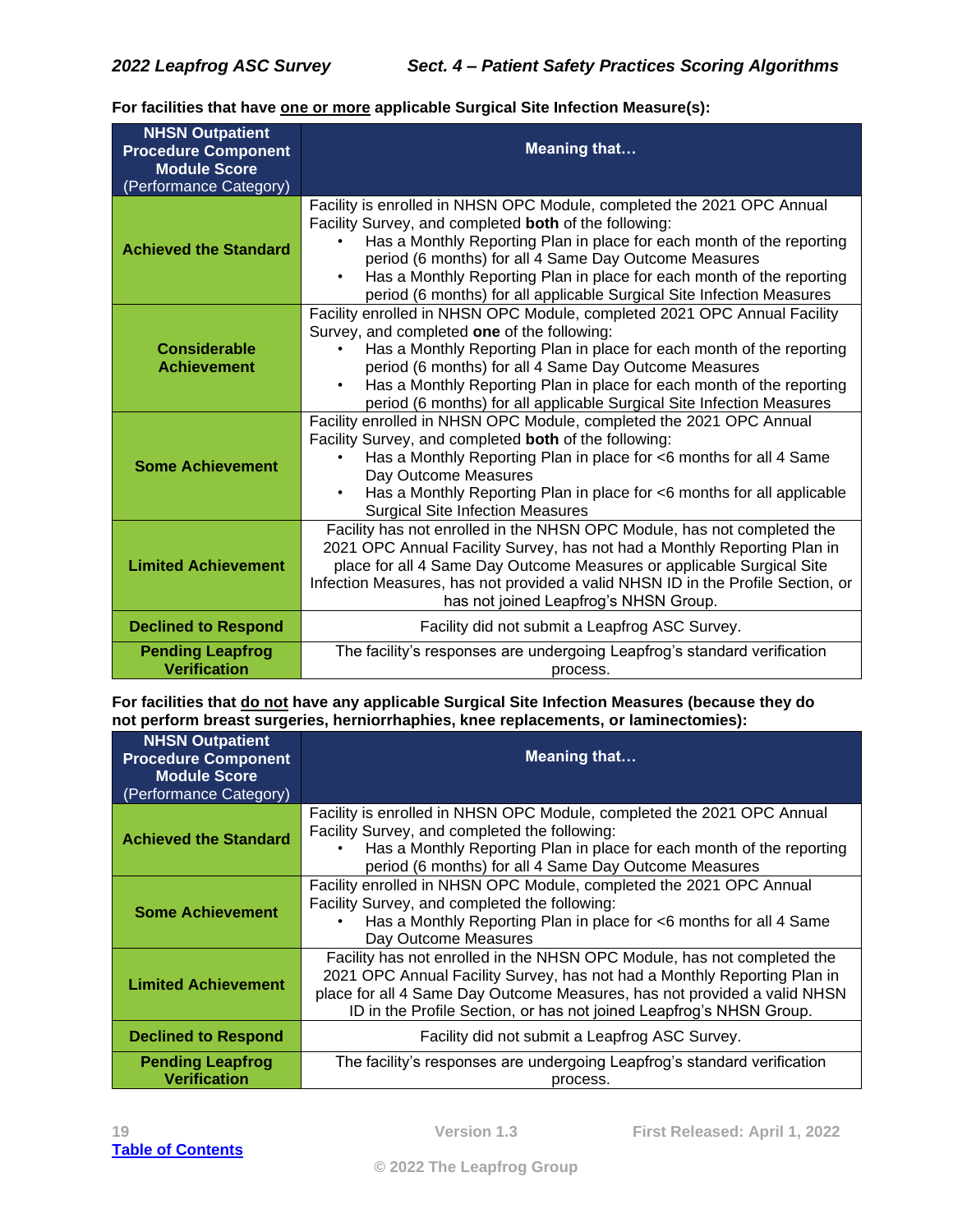**For facilities that have <u>one or more</u> applicable Surgical Site Infection Measure(s):**

| NHSN Outpatient Procedure Component Module Score (Performance Category) | Meaning that… |
|---|---|
| **Achieved the Standard** | Facility is enrolled in NHSN OPC Module, completed the 2021 OPC Annual Facility Survey, and completed **both** of the following: <br>• Has a Monthly Reporting Plan in place for each month of the reporting period (6 months) for all 4 Same Day Outcome Measures <br>• Has a Monthly Reporting Plan in place for each month of the reporting period (6 months) for all applicable Surgical Site Infection Measures |
| **Considerable Achievement** | Facility enrolled in NHSN OPC Module, completed 2021 OPC Annual Facility Survey, and completed **one** of the following: <br>• Has a Monthly Reporting Plan in place for each month of the reporting period (6 months) for all 4 Same Day Outcome Measures <br>• Has a Monthly Reporting Plan in place for each month of the reporting period (6 months) for all applicable Surgical Site Infection Measures |
| **Some Achievement** | Facility enrolled in NHSN OPC Module, completed the 2021 OPC Annual Facility Survey, and completed **both** of the following: <br>• Has a Monthly Reporting Plan in place for <6 months for all 4 Same Day Outcome Measures <br>• Has a Monthly Reporting Plan in place for <6 months for all applicable Surgical Site Infection Measures |
| **Limited Achievement** | Facility has not enrolled in the NHSN OPC Module, has not completed the 2021 OPC Annual Facility Survey, has not had a Monthly Reporting Plan in place for all 4 Same Day Outcome Measures or applicable Surgical Site Infection Measures, has not provided a valid NHSN ID in the Profile Section, or has not joined Leapfrog's NHSN Group. |
| **Declined to Respond** | Facility did not submit a Leapfrog ASC Survey. |
| **Pending Leapfrog Verification** | The facility's responses are undergoing Leapfrog's standard verification process. |

**For facilities that <u>do not</u> have any applicable Surgical Site Infection Measures (because they do not perform breast surgeries, herniorrhaphies, knee replacements, or laminectomies):**

| NHSN Outpatient Procedure Component Module Score (Performance Category) | Meaning that… |
|---|---|
| **Achieved the Standard** | Facility is enrolled in NHSN OPC Module, completed the 2021 OPC Annual Facility Survey, and completed the following: <br>• Has a Monthly Reporting Plan in place for each month of the reporting period (6 months) for all 4 Same Day Outcome Measures |
| **Some Achievement** | Facility enrolled in NHSN OPC Module, completed the 2021 OPC Annual Facility Survey, and completed the following: <br>• Has a Monthly Reporting Plan in place for <6 months for all 4 Same Day Outcome Measures |
| **Limited Achievement** | Facility has not enrolled in the NHSN OPC Module, has not completed the 2021 OPC Annual Facility Survey, has not had a Monthly Reporting Plan in place for all 4 Same Day Outcome Measures, has not provided a valid NHSN ID in the Profile Section, or has not joined Leapfrog's NHSN Group. |
| **Declined to Respond** | Facility did not submit a Leapfrog ASC Survey. |
| **Pending Leapfrog Verification** | The facility's responses are undergoing Leapfrog's standard verification process. |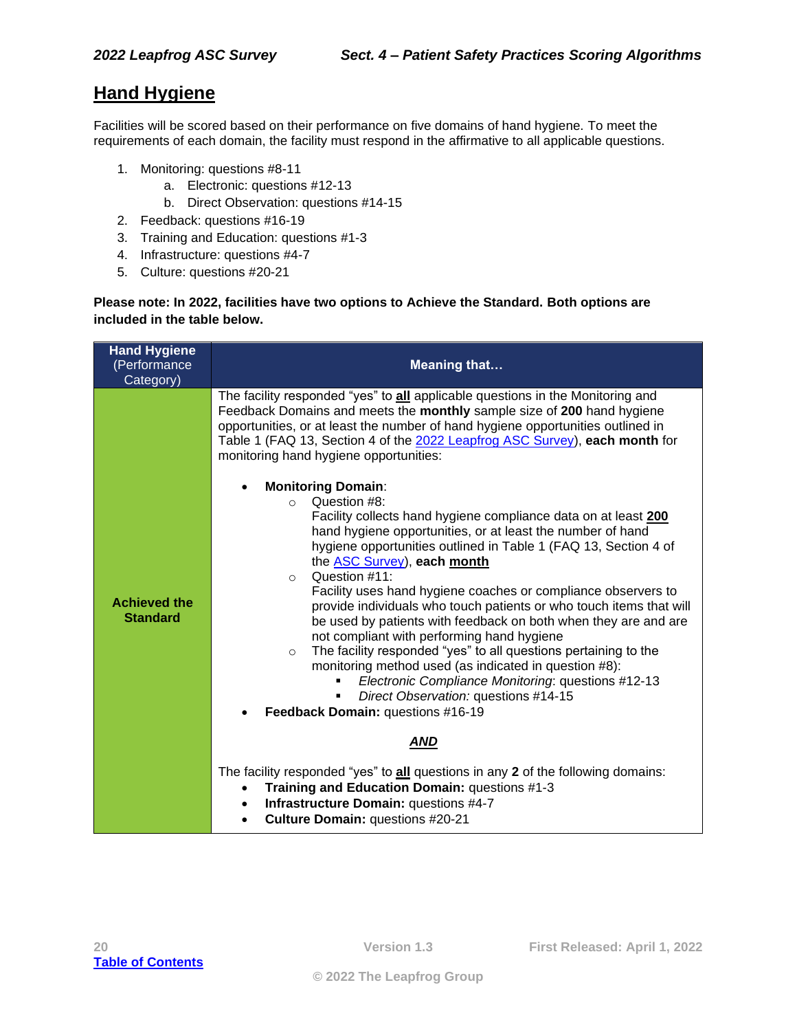## Hand Hygiene

Facilities will be scored based on their performance on five domains of hand hygiene. To meet the requirements of each domain, the facility must respond in the affirmative to all applicable questions.

1. Monitoring: questions #8-11
   a. Electronic: questions #12-13
   b. Direct Observation: questions #14-15
2. Feedback: questions #16-19
3. Training and Education: questions #1-3
4. Infrastructure: questions #4-7
5. Culture: questions #20-21

**Please note: In 2022, facilities have two options to Achieve the Standard. Both options are included in the table below.**

| **Hand Hygiene** (Performance Category) | **Meaning that…** |
|---|---|
| **Achieved the Standard** | The facility responded "yes" to **all** applicable questions in the Monitoring and Feedback Domains and meets the **monthly** sample size of **200** hand hygiene opportunities, or at least the number of hand hygiene opportunities outlined in Table 1 (FAQ 13, Section 4 of the [2022 Leapfrog ASC Survey]()), **each month** for monitoring hand hygiene opportunities:<br><br>• **Monitoring Domain**:<br>&nbsp;&nbsp;&nbsp;&nbsp;○ Question #8: Facility collects hand hygiene compliance data on at least **200** hand hygiene opportunities, or at least the number of hand hygiene opportunities outlined in Table 1 (FAQ 13, Section 4 of the [ASC Survey]()), **each month**<br>&nbsp;&nbsp;&nbsp;&nbsp;○ Question #11: Facility uses hand hygiene coaches or compliance observers to provide individuals who touch patients or who touch items that will be used by patients with feedback on both when they are and are not compliant with performing hand hygiene<br>&nbsp;&nbsp;&nbsp;&nbsp;○ The facility responded "yes" to all questions pertaining to the monitoring method used (as indicated in question #8):<br>&nbsp;&nbsp;&nbsp;&nbsp;&nbsp;&nbsp;&nbsp;&nbsp;▪ *Electronic Compliance Monitoring*: questions #12-13<br>&nbsp;&nbsp;&nbsp;&nbsp;&nbsp;&nbsp;&nbsp;&nbsp;▪ *Direct Observation:* questions #14-15<br>• **Feedback Domain:** questions #16-19<br><br>***AND***<br><br>The facility responded "yes" to **all** questions in any **2** of the following domains:<br>• **Training and Education Domain:** questions #1-3<br>• **Infrastructure Domain:** questions #4-7<br>• **Culture Domain:** questions #20-21 |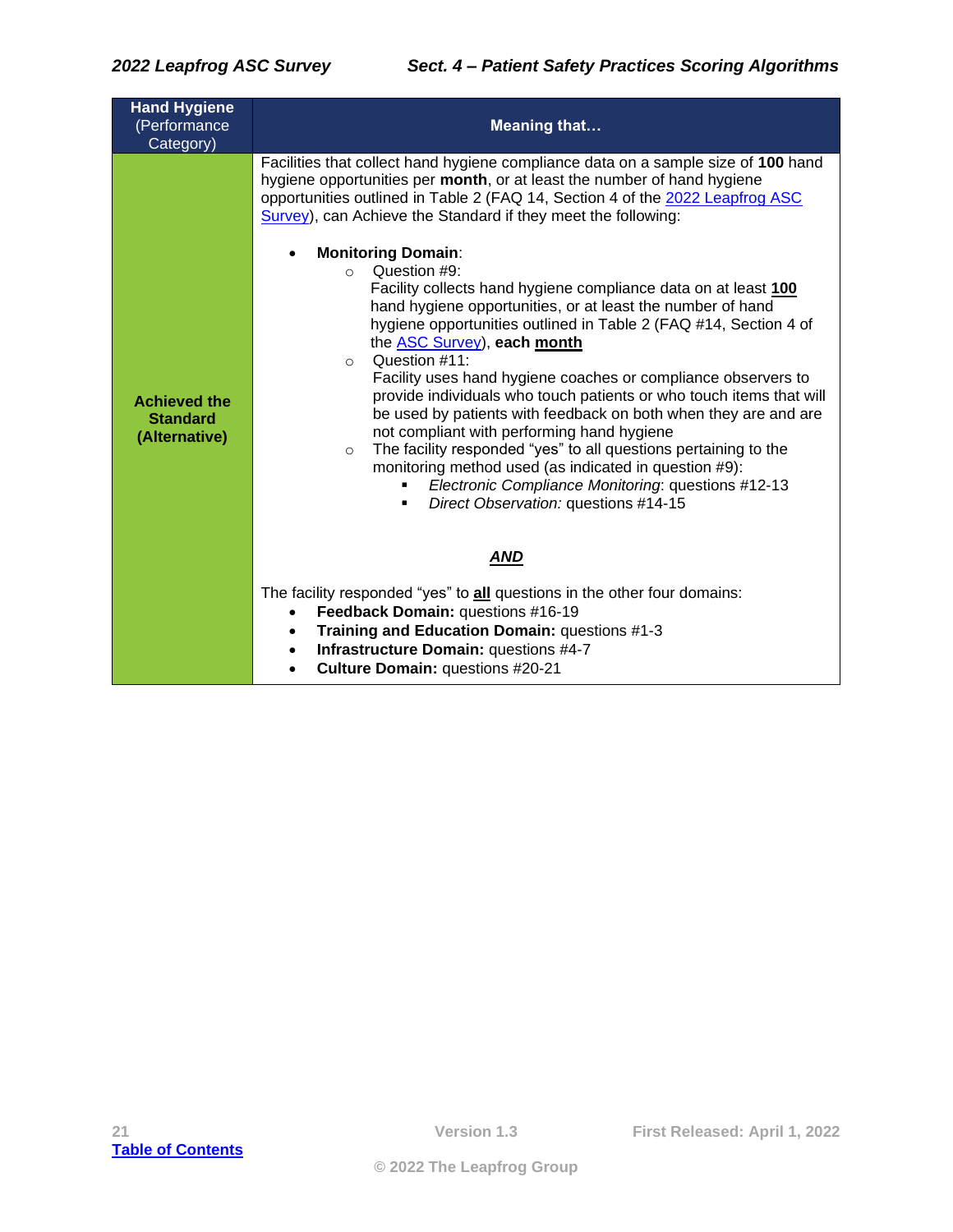| **Hand Hygiene** (Performance Category) | **Meaning that…** |
|---|---|
| **Achieved the Standard (Alternative)** | Facilities that collect hand hygiene compliance data on a sample size of **100** hand hygiene opportunities per **month**, or at least the number of hand hygiene opportunities outlined in Table 2 (FAQ 14, Section 4 of the 2022 Leapfrog ASC Survey), can Achieve the Standard if they meet the following:<br><br>• **Monitoring Domain**:<br>&nbsp;&nbsp;○ Question #9:<br>&nbsp;&nbsp;&nbsp;&nbsp;Facility collects hand hygiene compliance data on at least **100** hand hygiene opportunities, or at least the number of hand hygiene opportunities outlined in Table 2 (FAQ #14, Section 4 of the ASC Survey), **each month**<br>&nbsp;&nbsp;○ Question #11:<br>&nbsp;&nbsp;&nbsp;&nbsp;Facility uses hand hygiene coaches or compliance observers to provide individuals who touch patients or who touch items that will be used by patients with feedback on both when they are and are not compliant with performing hand hygiene<br>&nbsp;&nbsp;○ The facility responded "yes" to all questions pertaining to the monitoring method used (as indicated in question #9):<br>&nbsp;&nbsp;&nbsp;&nbsp;▪ *Electronic Compliance Monitoring*: questions #12-13<br>&nbsp;&nbsp;&nbsp;&nbsp;▪ *Direct Observation:* questions #14-15<br><br>***AND***<br><br>The facility responded "yes" to **all** questions in the other four domains:<br>• **Feedback Domain:** questions #16-19<br>• **Training and Education Domain:** questions #1-3<br>• **Infrastructure Domain:** questions #4-7<br>• **Culture Domain:** questions #20-21 |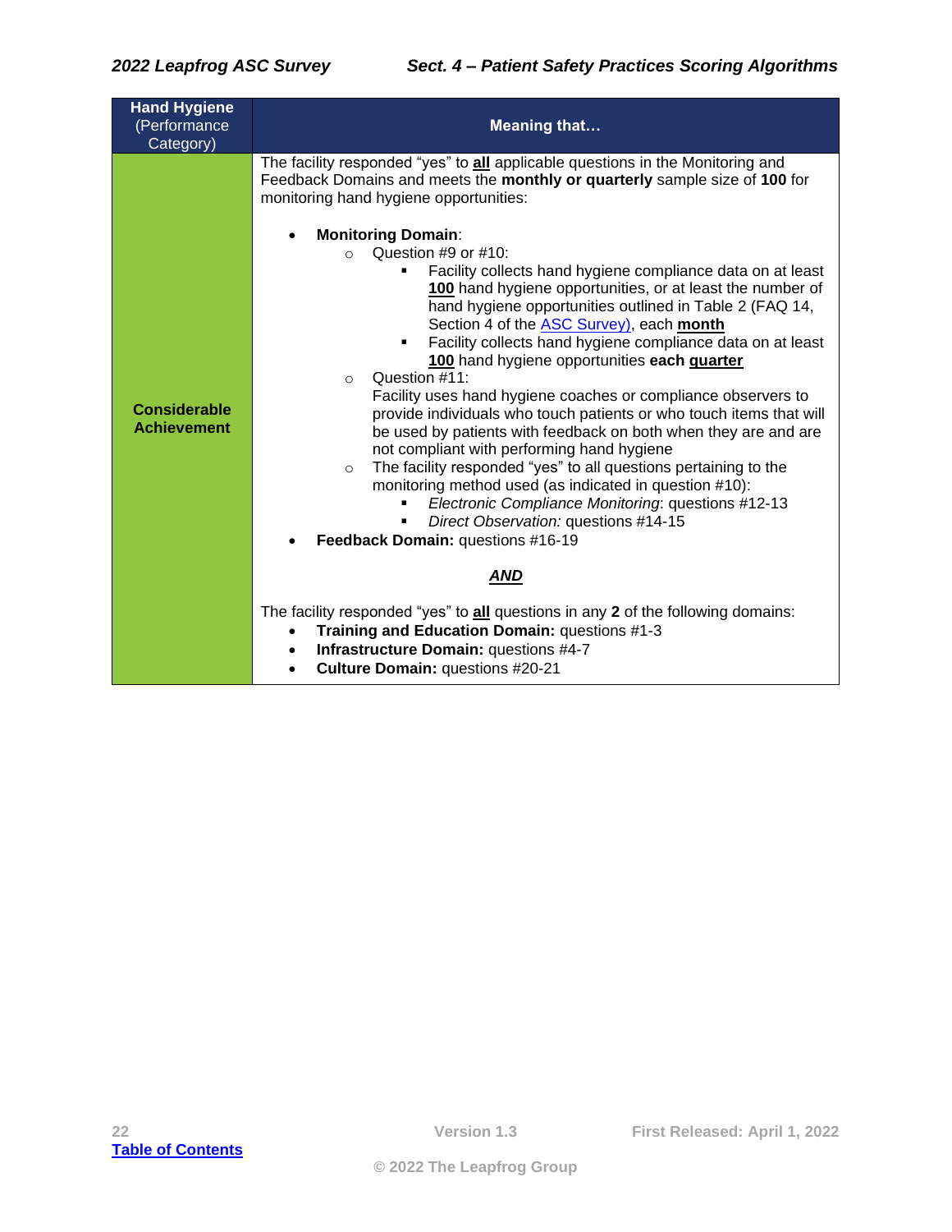| Hand Hygiene (Performance Category) | Meaning that… |
| --- | --- |
| **Considerable Achievement** | The facility responded "yes" to **<u>all</u>** applicable questions in the Monitoring and Feedback Domains and meets the **monthly or quarterly** sample size of **100** for monitoring hand hygiene opportunities:<br><br>• **Monitoring Domain**:<br>  ○ Question #9 or #10:<br>    ▪ Facility collects hand hygiene compliance data on at least **<u>100</u>** hand hygiene opportunities, or at least the number of hand hygiene opportunities outlined in Table 2 (FAQ 14, Section 4 of the ASC Survey), each **<u>month</u>**<br>    ▪ Facility collects hand hygiene compliance data on at least **<u>100</u>** hand hygiene opportunities **each <u>quarter</u>**<br>  ○ Question #11:<br>  Facility uses hand hygiene coaches or compliance observers to provide individuals who touch patients or who touch items that will be used by patients with feedback on both when they are and are not compliant with performing hand hygiene<br>  ○ The facility responded "yes" to all questions pertaining to the monitoring method used (as indicated in question #10):<br>    ▪ *Electronic Compliance Monitoring*: questions #12-13<br>    ▪ *Direct Observation:* questions #14-15<br>• **Feedback Domain:** questions #16-19<br><br>***<u>AND</u>***<br><br>The facility responded "yes" to **<u>all</u>** questions in any **2** of the following domains:<br>• **Training and Education Domain:** questions #1-3<br>• **Infrastructure Domain:** questions #4-7<br>• **Culture Domain:** questions #20-21 |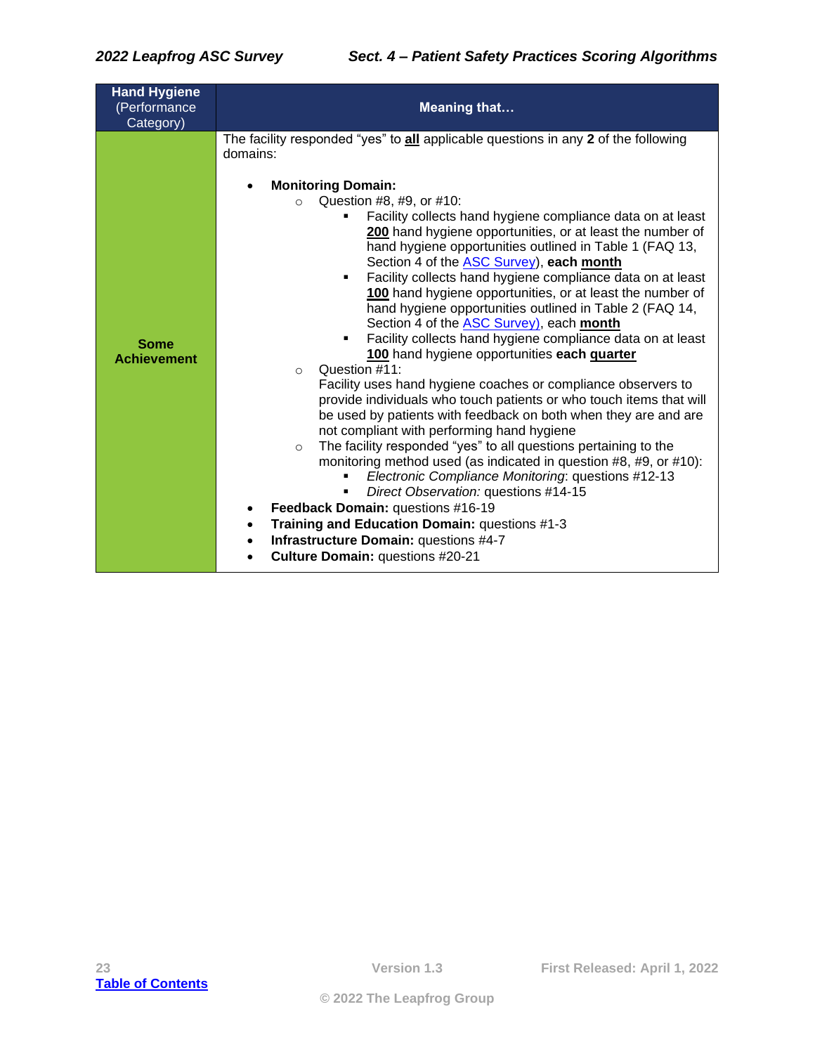| Hand Hygiene (Performance Category) | Meaning that… |
|---|---|
| **Some Achievement** | The facility responded "yes" to **all** applicable questions in any **2** of the following domains:<br><br>• **Monitoring Domain:**<br>&nbsp;&nbsp;&nbsp;&nbsp;○ Question #8, #9, or #10:<br>&nbsp;&nbsp;&nbsp;&nbsp;&nbsp;&nbsp;&nbsp;&nbsp;▪ Facility collects hand hygiene compliance data on at least **200** hand hygiene opportunities, or at least the number of hand hygiene opportunities outlined in Table 1 (FAQ 13, Section 4 of the ASC Survey), **each month**<br>&nbsp;&nbsp;&nbsp;&nbsp;&nbsp;&nbsp;&nbsp;&nbsp;▪ Facility collects hand hygiene compliance data on at least **100** hand hygiene opportunities, or at least the number of hand hygiene opportunities outlined in Table 2 (FAQ 14, Section 4 of the ASC Survey), each **month**<br>&nbsp;&nbsp;&nbsp;&nbsp;&nbsp;&nbsp;&nbsp;&nbsp;▪ Facility collects hand hygiene compliance data on at least **100** hand hygiene opportunities **each quarter**<br>&nbsp;&nbsp;&nbsp;&nbsp;○ Question #11:<br>&nbsp;&nbsp;&nbsp;&nbsp;&nbsp;&nbsp;&nbsp;&nbsp;Facility uses hand hygiene coaches or compliance observers to provide individuals who touch patients or who touch items that will be used by patients with feedback on both when they are and are not compliant with performing hand hygiene<br>&nbsp;&nbsp;&nbsp;&nbsp;○ The facility responded "yes" to all questions pertaining to the monitoring method used (as indicated in question #8, #9, or #10):<br>&nbsp;&nbsp;&nbsp;&nbsp;&nbsp;&nbsp;&nbsp;&nbsp;▪ *Electronic Compliance Monitoring*: questions #12-13<br>&nbsp;&nbsp;&nbsp;&nbsp;&nbsp;&nbsp;&nbsp;&nbsp;▪ *Direct Observation:* questions #14-15<br>• **Feedback Domain:** questions #16-19<br>• **Training and Education Domain:** questions #1-3<br>• **Infrastructure Domain:** questions #4-7<br>• **Culture Domain:** questions #20-21 |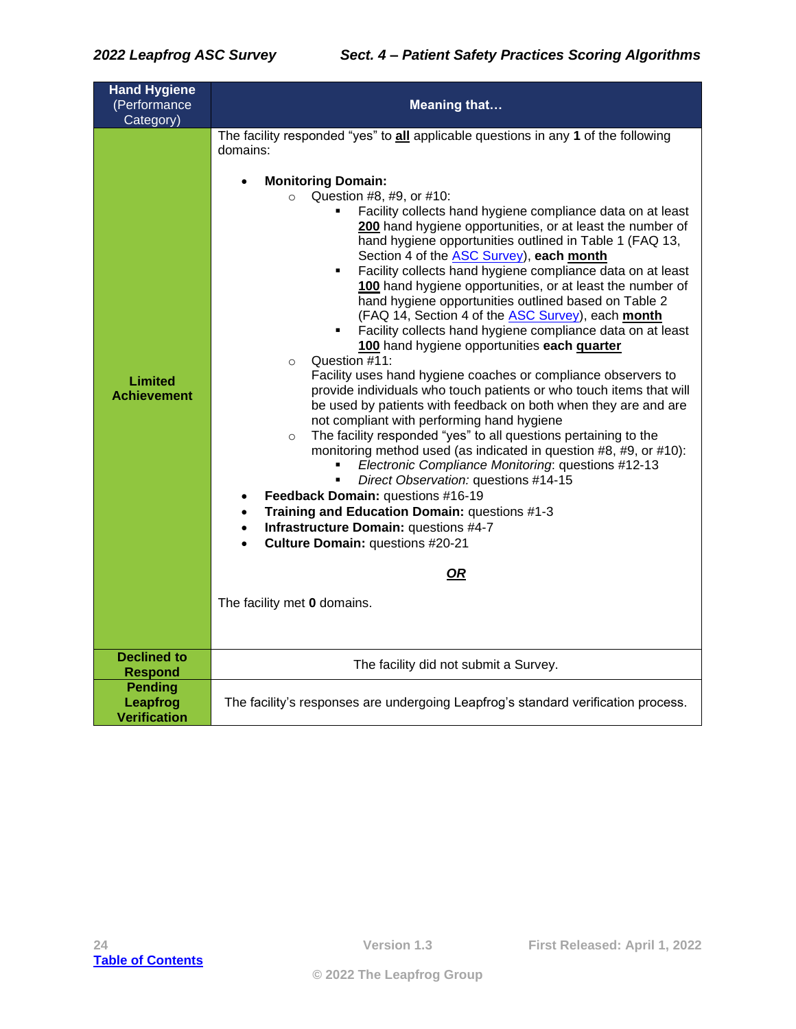| **Hand Hygiene** (Performance Category) | **Meaning that…** |
|---|---|
| **Limited Achievement** | The facility responded "yes" to **all** applicable questions in any **1** of the following domains:<br><br>• **Monitoring Domain:**<br>&nbsp;&nbsp;○ Question #8, #9, or #10:<br>&nbsp;&nbsp;&nbsp;&nbsp;▪ Facility collects hand hygiene compliance data on at least **200** hand hygiene opportunities, or at least the number of hand hygiene opportunities outlined in Table 1 (FAQ 13, Section 4 of the ASC Survey), **each month**<br>&nbsp;&nbsp;&nbsp;&nbsp;▪ Facility collects hand hygiene compliance data on at least **100** hand hygiene opportunities, or at least the number of hand hygiene opportunities outlined based on Table 2 (FAQ 14, Section 4 of the ASC Survey), each **month**<br>&nbsp;&nbsp;&nbsp;&nbsp;▪ Facility collects hand hygiene compliance data on at least **100** hand hygiene opportunities **each quarter**<br>&nbsp;&nbsp;○ Question #11:<br>&nbsp;&nbsp;&nbsp;&nbsp;Facility uses hand hygiene coaches or compliance observers to provide individuals who touch patients or who touch items that will be used by patients with feedback on both when they are and are not compliant with performing hand hygiene<br>&nbsp;&nbsp;○ The facility responded "yes" to all questions pertaining to the monitoring method used (as indicated in question #8, #9, or #10):<br>&nbsp;&nbsp;&nbsp;&nbsp;▪ *Electronic Compliance Monitoring*: questions #12-13<br>&nbsp;&nbsp;&nbsp;&nbsp;▪ *Direct Observation:* questions #14-15<br>• **Feedback Domain:** questions #16-19<br>• **Training and Education Domain:** questions #1-3<br>• **Infrastructure Domain:** questions #4-7<br>• **Culture Domain:** questions #20-21<br><br>***OR***<br><br>The facility met **0** domains. |
| **Declined to Respond** | The facility did not submit a Survey. |
| **Pending Leapfrog Verification** | The facility's responses are undergoing Leapfrog's standard verification process. |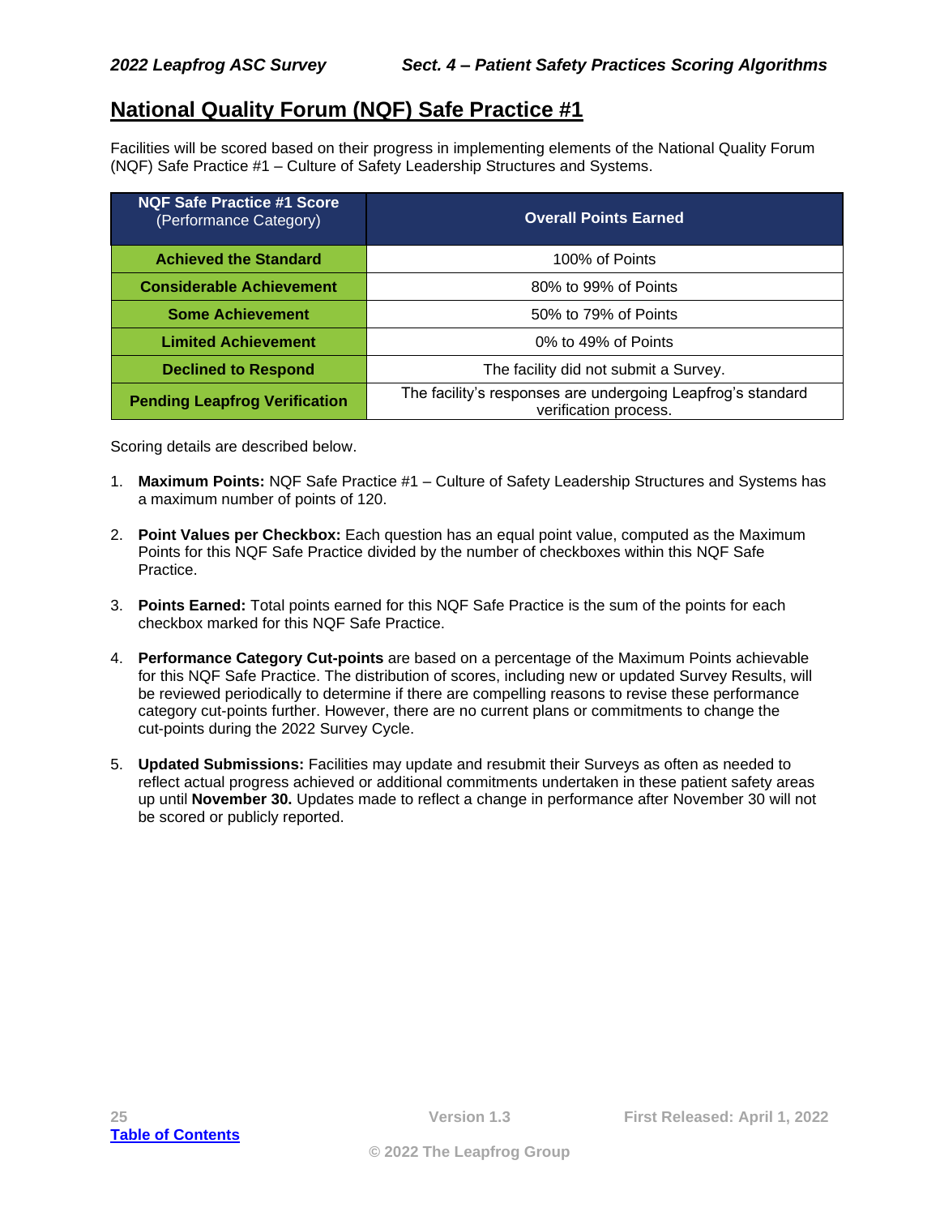## National Quality Forum (NQF) Safe Practice #1

Facilities will be scored based on their progress in implementing elements of the National Quality Forum (NQF) Safe Practice #1 – Culture of Safety Leadership Structures and Systems.

| **NQF Safe Practice #1 Score** (Performance Category) | **Overall Points Earned** |
|---|---|
| **Achieved the Standard** | 100% of Points |
| **Considerable Achievement** | 80% to 99% of Points |
| **Some Achievement** | 50% to 79% of Points |
| **Limited Achievement** | 0% to 49% of Points |
| **Declined to Respond** | The facility did not submit a Survey. |
| **Pending Leapfrog Verification** | The facility's responses are undergoing Leapfrog's standard verification process. |

Scoring details are described below.

1. **Maximum Points:** NQF Safe Practice #1 – Culture of Safety Leadership Structures and Systems has a maximum number of points of 120.

2. **Point Values per Checkbox:** Each question has an equal point value, computed as the Maximum Points for this NQF Safe Practice divided by the number of checkboxes within this NQF Safe Practice.

3. **Points Earned:** Total points earned for this NQF Safe Practice is the sum of the points for each checkbox marked for this NQF Safe Practice.

4. **Performance Category Cut-points** are based on a percentage of the Maximum Points achievable for this NQF Safe Practice. The distribution of scores, including new or updated Survey Results, will be reviewed periodically to determine if there are compelling reasons to revise these performance category cut-points further. However, there are no current plans or commitments to change the cut-points during the 2022 Survey Cycle.

5. **Updated Submissions:** Facilities may update and resubmit their Surveys as often as needed to reflect actual progress achieved or additional commitments undertaken in these patient safety areas up until **November 30.** Updates made to reflect a change in performance after November 30 will not be scored or publicly reported.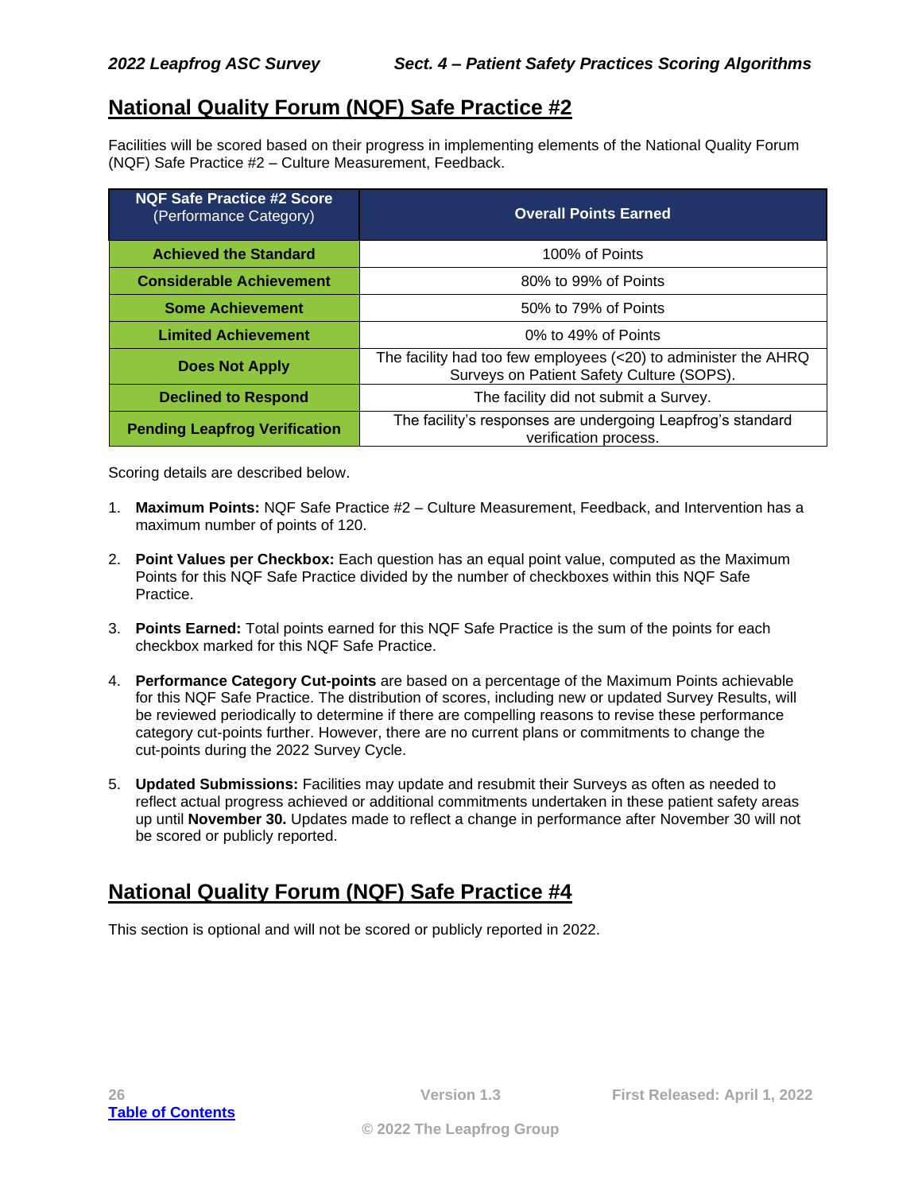## National Quality Forum (NQF) Safe Practice #2

Facilities will be scored based on their progress in implementing elements of the National Quality Forum (NQF) Safe Practice #2 – Culture Measurement, Feedback.

| NQF Safe Practice #2 Score (Performance Category) | Overall Points Earned |
|---|---|
| **Achieved the Standard** | 100% of Points |
| **Considerable Achievement** | 80% to 99% of Points |
| **Some Achievement** | 50% to 79% of Points |
| **Limited Achievement** | 0% to 49% of Points |
| **Does Not Apply** | The facility had too few employees (<20) to administer the AHRQ Surveys on Patient Safety Culture (SOPS). |
| **Declined to Respond** | The facility did not submit a Survey. |
| **Pending Leapfrog Verification** | The facility's responses are undergoing Leapfrog's standard verification process. |

Scoring details are described below.

1. **Maximum Points:** NQF Safe Practice #2 – Culture Measurement, Feedback, and Intervention has a maximum number of points of 120.

2. **Point Values per Checkbox:** Each question has an equal point value, computed as the Maximum Points for this NQF Safe Practice divided by the number of checkboxes within this NQF Safe Practice.

3. **Points Earned:** Total points earned for this NQF Safe Practice is the sum of the points for each checkbox marked for this NQF Safe Practice.

4. **Performance Category Cut-points** are based on a percentage of the Maximum Points achievable for this NQF Safe Practice. The distribution of scores, including new or updated Survey Results, will be reviewed periodically to determine if there are compelling reasons to revise these performance category cut-points further. However, there are no current plans or commitments to change the cut-points during the 2022 Survey Cycle.

5. **Updated Submissions:** Facilities may update and resubmit their Surveys as often as needed to reflect actual progress achieved or additional commitments undertaken in these patient safety areas up until **November 30.** Updates made to reflect a change in performance after November 30 will not be scored or publicly reported.

## National Quality Forum (NQF) Safe Practice #4

This section is optional and will not be scored or publicly reported in 2022.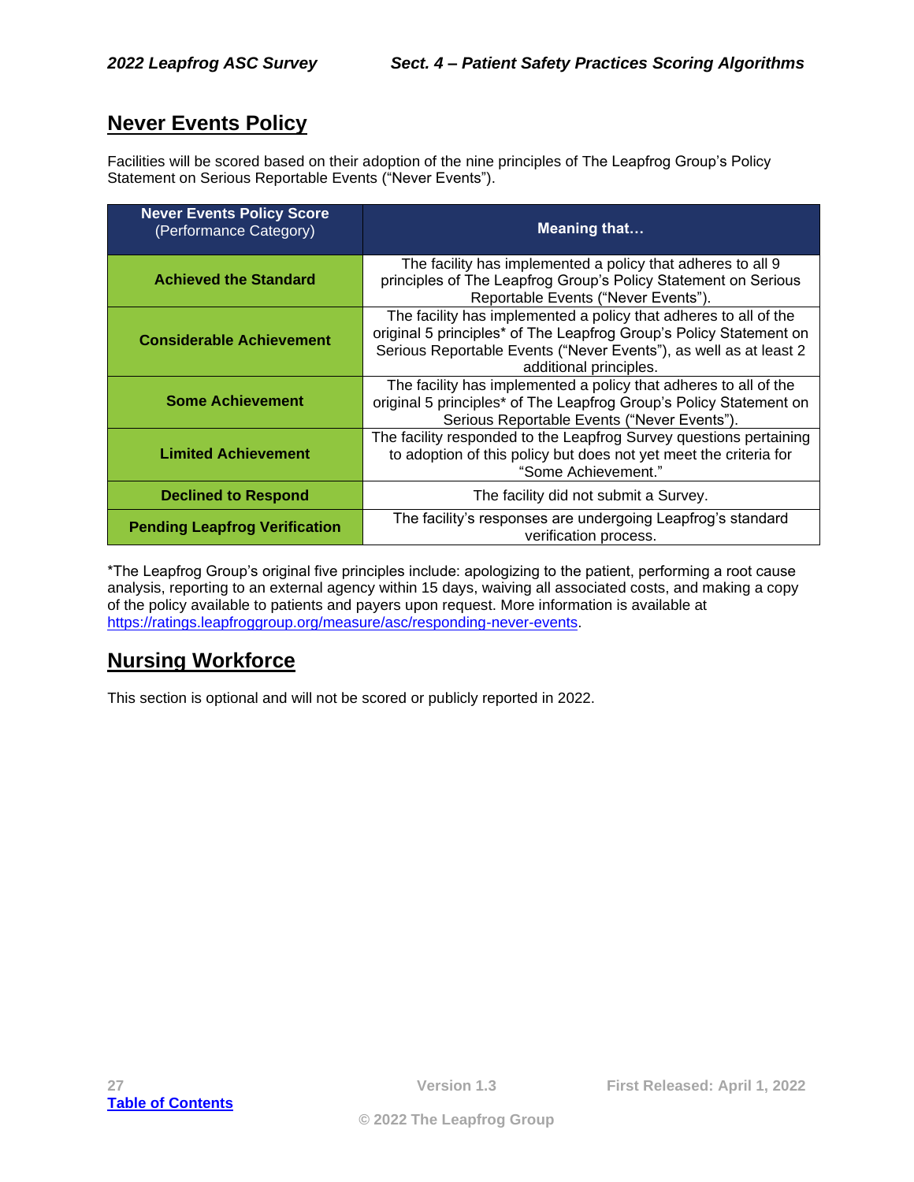## Never Events Policy

Facilities will be scored based on their adoption of the nine principles of The Leapfrog Group's Policy Statement on Serious Reportable Events ("Never Events").

| **Never Events Policy Score** (Performance Category) | **Meaning that…** |
|---|---|
| **Achieved the Standard** | The facility has implemented a policy that adheres to all 9 principles of The Leapfrog Group's Policy Statement on Serious Reportable Events ("Never Events"). |
| **Considerable Achievement** | The facility has implemented a policy that adheres to all of the original 5 principles* of The Leapfrog Group's Policy Statement on Serious Reportable Events ("Never Events"), as well as at least 2 additional principles. |
| **Some Achievement** | The facility has implemented a policy that adheres to all of the original 5 principles* of The Leapfrog Group's Policy Statement on Serious Reportable Events ("Never Events"). |
| **Limited Achievement** | The facility responded to the Leapfrog Survey questions pertaining to adoption of this policy but does not yet meet the criteria for "Some Achievement." |
| **Declined to Respond** | The facility did not submit a Survey. |
| **Pending Leapfrog Verification** | The facility's responses are undergoing Leapfrog's standard verification process. |

*The Leapfrog Group's original five principles include: apologizing to the patient, performing a root cause analysis, reporting to an external agency within 15 days, waiving all associated costs, and making a copy of the policy available to patients and payers upon request. More information is available at https://ratings.leapfroggroup.org/measure/asc/responding-never-events.

## Nursing Workforce

This section is optional and will not be scored or publicly reported in 2022.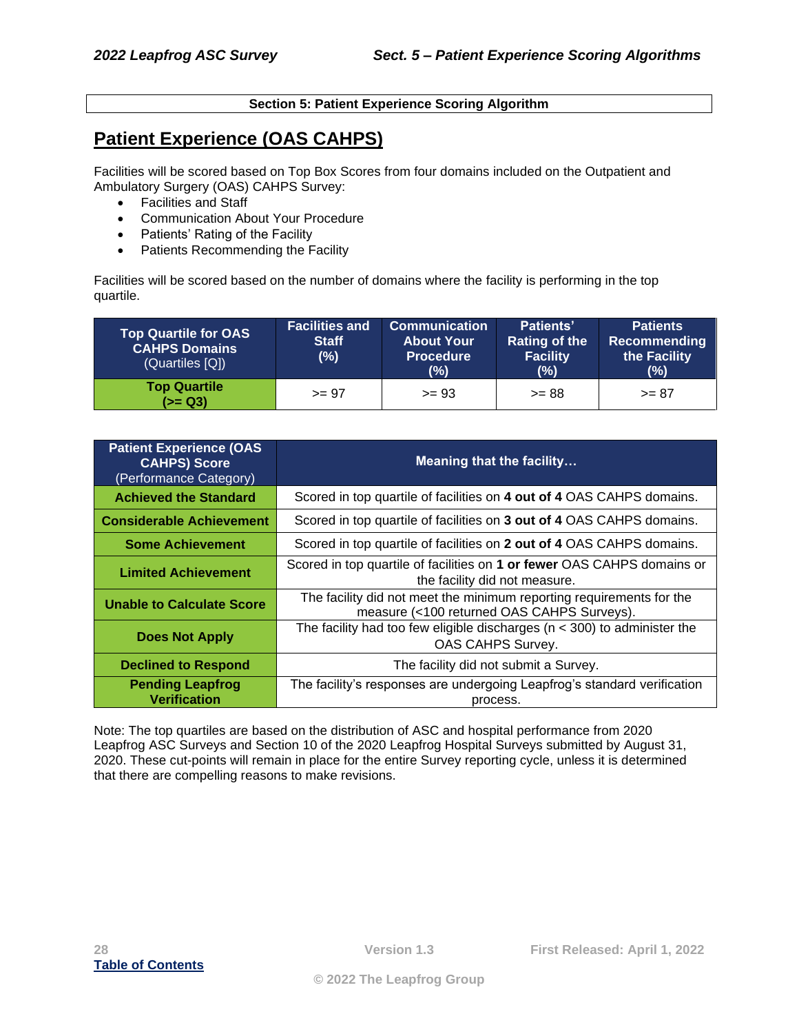**Section 5: Patient Experience Scoring Algorithm**

# Patient Experience (OAS CAHPS)

Facilities will be scored based on Top Box Scores from four domains included on the Outpatient and Ambulatory Surgery (OAS) CAHPS Survey:

- Facilities and Staff
- Communication About Your Procedure
- Patients' Rating of the Facility
- Patients Recommending the Facility

Facilities will be scored based on the number of domains where the facility is performing in the top quartile.

| **Top Quartile for OAS CAHPS Domains** (Quartiles [Q]) | **Facilities and Staff (%)** | **Communication About Your Procedure (%)** | **Patients' Rating of the Facility (%)** | **Patients Recommending the Facility (%)** |
|---|---|---|---|---|
| **Top Quartile (>= Q3)** | >= 97 | >= 93 | >= 88 | >= 87 |

| **Patient Experience (OAS CAHPS) Score** (Performance Category) | **Meaning that the facility…** |
|---|---|
| **Achieved the Standard** | Scored in top quartile of facilities on **4 out of 4** OAS CAHPS domains. |
| **Considerable Achievement** | Scored in top quartile of facilities on **3 out of 4** OAS CAHPS domains. |
| **Some Achievement** | Scored in top quartile of facilities on **2 out of 4** OAS CAHPS domains. |
| **Limited Achievement** | Scored in top quartile of facilities on **1 or fewer** OAS CAHPS domains or the facility did not measure. |
| **Unable to Calculate Score** | The facility did not meet the minimum reporting requirements for the measure (<100 returned OAS CAHPS Surveys). |
| **Does Not Apply** | The facility had too few eligible discharges (n < 300) to administer the OAS CAHPS Survey. |
| **Declined to Respond** | The facility did not submit a Survey. |
| **Pending Leapfrog Verification** | The facility's responses are undergoing Leapfrog's standard verification process. |

Note: The top quartiles are based on the distribution of ASC and hospital performance from 2020 Leapfrog ASC Surveys and Section 10 of the 2020 Leapfrog Hospital Surveys submitted by August 31, 2020. These cut-points will remain in place for the entire Survey reporting cycle, unless it is determined that there are compelling reasons to make revisions.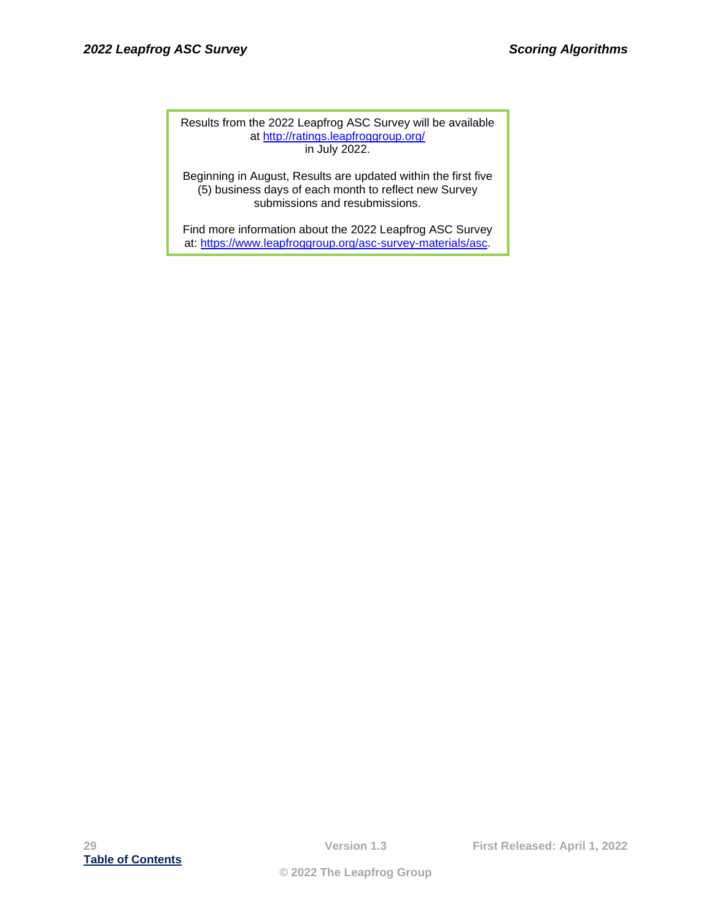Results from the 2022 Leapfrog ASC Survey will be available at [http://ratings.leapfroggroup.org/](http://ratings.leapfroggroup.org/) in July 2022.

Beginning in August, Results are updated within the first five (5) business days of each month to reflect new Survey submissions and resubmissions.

Find more information about the 2022 Leapfrog ASC Survey at: [https://www.leapfroggroup.org/asc-survey-materials/asc](https://www.leapfroggroup.org/asc-survey-materials/asc).